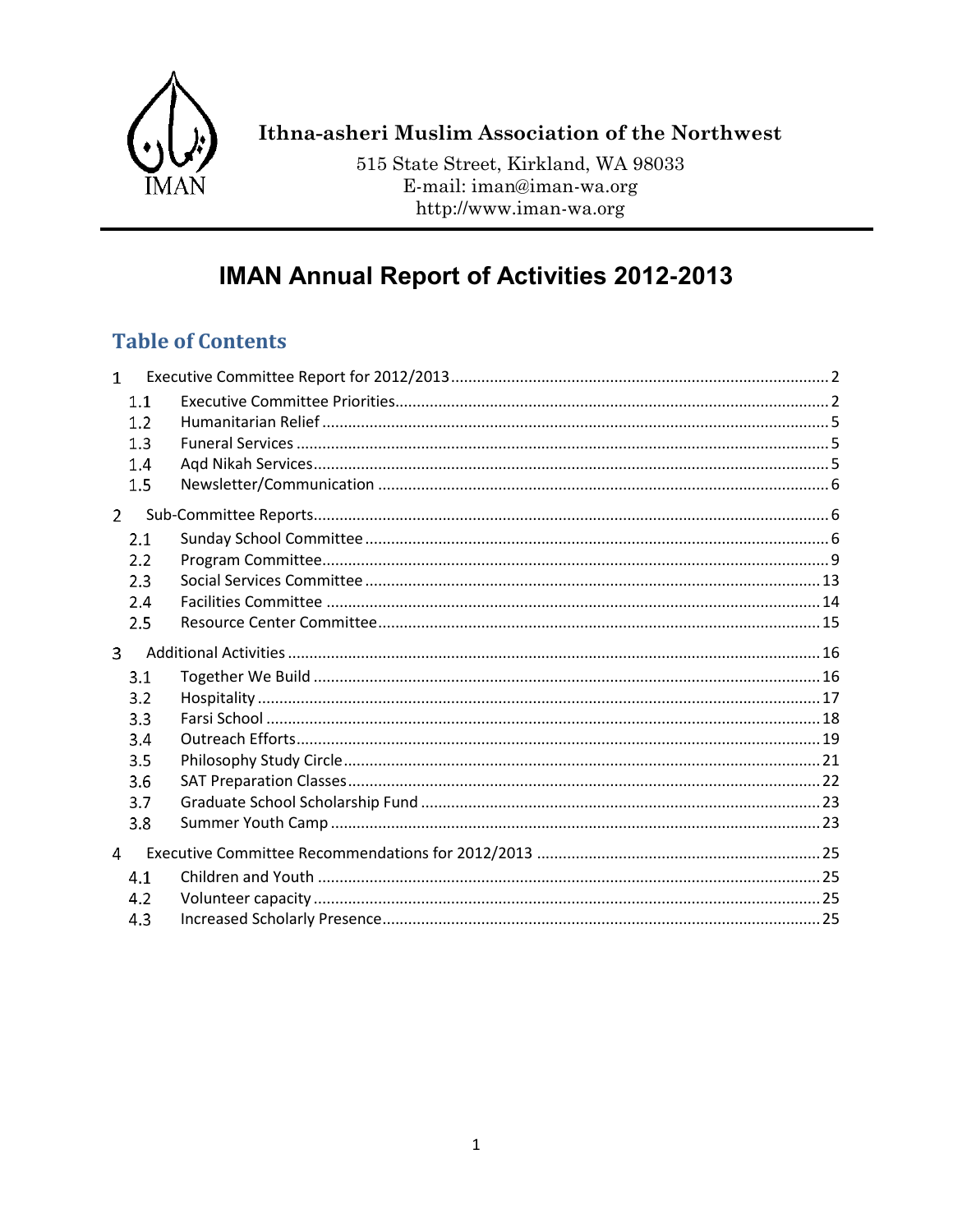Ithna-asheri Muslim Association of the Northwest

515 State Street, Kirkland, WA 98033
E-mail: iman@iman-wa.org
http://www.iman-wa.org

# IMAN Annual Report of Activities 2012-2013

## Table of Contents

1 Executive Committee Report for 2012/2013 .......... 2
- 1.1 Executive Committee Priorities .......... 2
- 1.2 Humanitarian Relief .......... 5
- 1.3 Funeral Services .......... 5
- 1.4 Aqd Nikah Services .......... 5
- 1.5 Newsletter/Communication .......... 6

2 Sub-Committee Reports .......... 6
- 2.1 Sunday School Committee .......... 6
- 2.2 Program Committee .......... 9
- 2.3 Social Services Committee .......... 13
- 2.4 Facilities Committee .......... 14
- 2.5 Resource Center Committee .......... 15

3 Additional Activities .......... 16
- 3.1 Together We Build .......... 16
- 3.2 Hospitality .......... 17
- 3.3 Farsi School .......... 18
- 3.4 Outreach Efforts .......... 19
- 3.5 Philosophy Study Circle .......... 21
- 3.6 SAT Preparation Classes .......... 22
- 3.7 Graduate School Scholarship Fund .......... 23
- 3.8 Summer Youth Camp .......... 23

4 Executive Committee Recommendations for 2012/2013 .......... 25
- 4.1 Children and Youth .......... 25
- 4.2 Volunteer capacity .......... 25
- 4.3 Increased Scholarly Presence .......... 25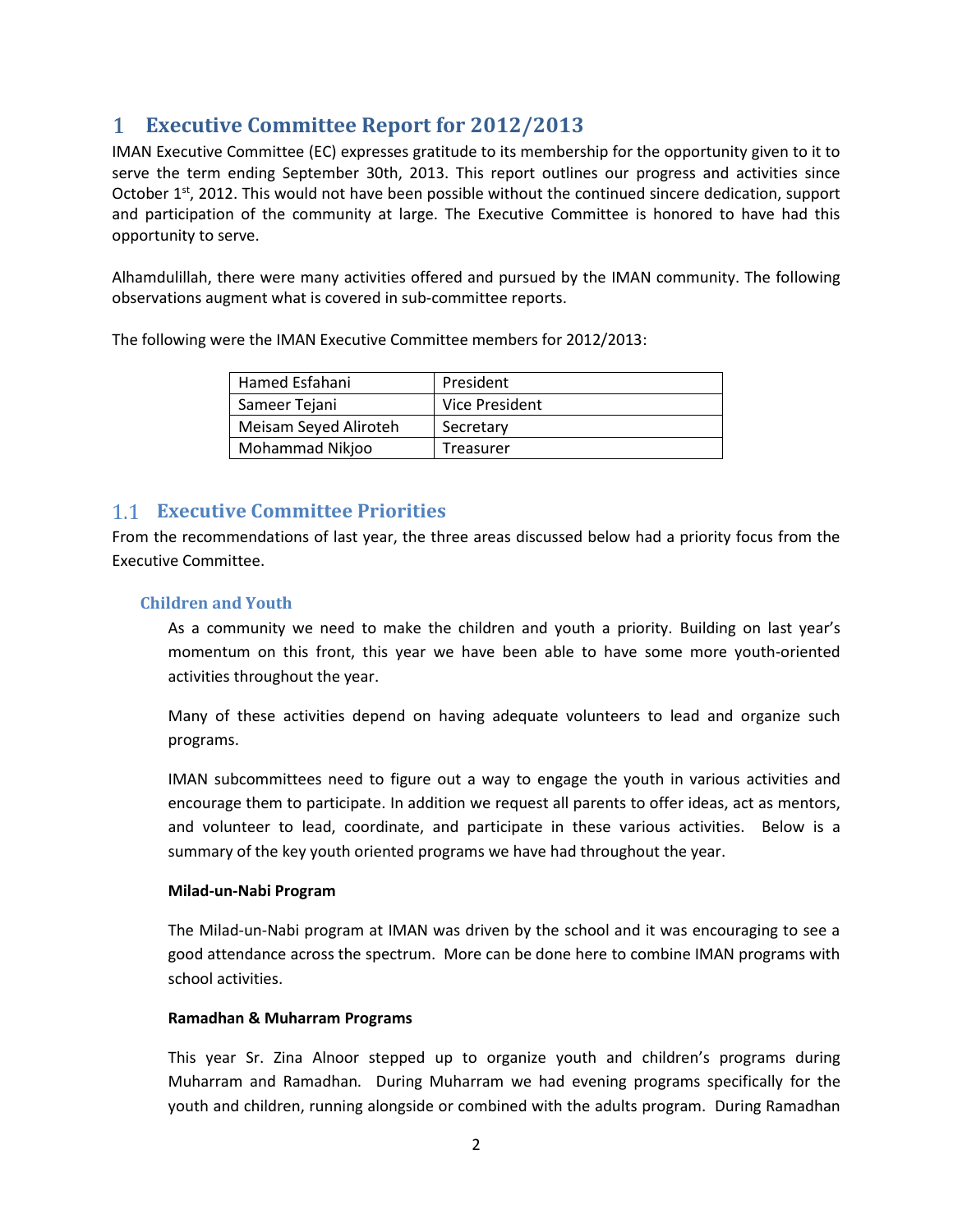# 1 Executive Committee Report for 2012/2013

IMAN Executive Committee (EC) expresses gratitude to its membership for the opportunity given to it to serve the term ending September 30th, 2013. This report outlines our progress and activities since October 1st, 2012. This would not have been possible without the continued sincere dedication, support and participation of the community at large. The Executive Committee is honored to have had this opportunity to serve.

Alhamdulillah, there were many activities offered and pursued by the IMAN community. The following observations augment what is covered in sub-committee reports.

The following were the IMAN Executive Committee members for 2012/2013:

| | |
|---|---|
| Hamed Esfahani | President |
| Sameer Tejani | Vice President |
| Meisam Seyed Aliroteh | Secretary |
| Mohammad Nikjoo | Treasurer |

## 1.1 Executive Committee Priorities

From the recommendations of last year, the three areas discussed below had a priority focus from the Executive Committee.

### Children and Youth

As a community we need to make the children and youth a priority. Building on last year's momentum on this front, this year we have been able to have some more youth-oriented activities throughout the year.

Many of these activities depend on having adequate volunteers to lead and organize such programs.

IMAN subcommittees need to figure out a way to engage the youth in various activities and encourage them to participate. In addition we request all parents to offer ideas, act as mentors, and volunteer to lead, coordinate, and participate in these various activities. Below is a summary of the key youth oriented programs we have had throughout the year.

**Milad-un-Nabi Program**

The Milad-un-Nabi program at IMAN was driven by the school and it was encouraging to see a good attendance across the spectrum. More can be done here to combine IMAN programs with school activities.

**Ramadhan & Muharram Programs**

This year Sr. Zina Alnoor stepped up to organize youth and children's programs during Muharram and Ramadhan. During Muharram we had evening programs specifically for the youth and children, running alongside or combined with the adults program. During Ramadhan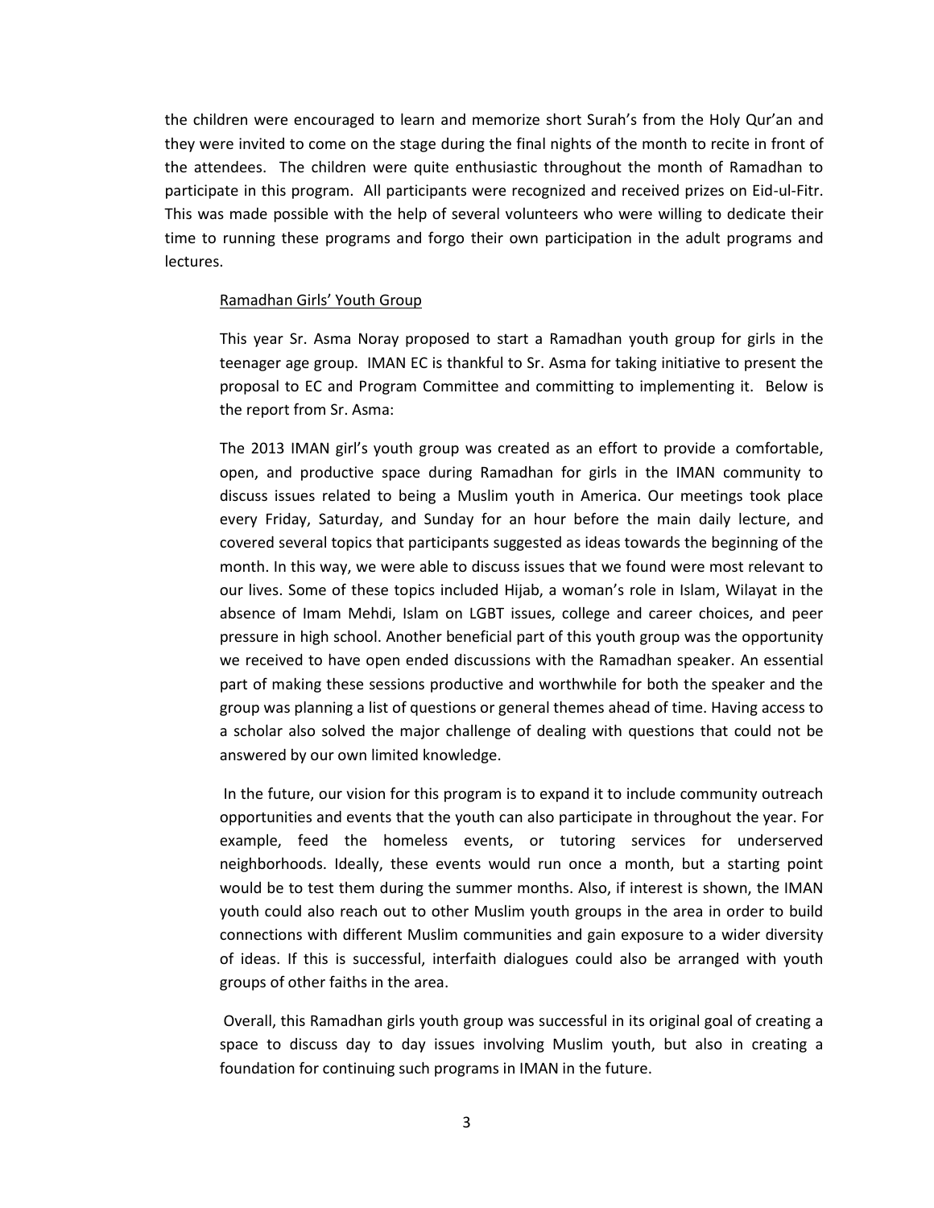the children were encouraged to learn and memorize short Surah's from the Holy Qur'an and they were invited to come on the stage during the final nights of the month to recite in front of the attendees. The children were quite enthusiastic throughout the month of Ramadhan to participate in this program. All participants were recognized and received prizes on Eid-ul-Fitr. This was made possible with the help of several volunteers who were willing to dedicate their time to running these programs and forgo their own participation in the adult programs and lectures.

<u>Ramadhan Girls' Youth Group</u>

This year Sr. Asma Noray proposed to start a Ramadhan youth group for girls in the teenager age group. IMAN EC is thankful to Sr. Asma for taking initiative to present the proposal to EC and Program Committee and committing to implementing it. Below is the report from Sr. Asma:

The 2013 IMAN girl's youth group was created as an effort to provide a comfortable, open, and productive space during Ramadhan for girls in the IMAN community to discuss issues related to being a Muslim youth in America. Our meetings took place every Friday, Saturday, and Sunday for an hour before the main daily lecture, and covered several topics that participants suggested as ideas towards the beginning of the month. In this way, we were able to discuss issues that we found were most relevant to our lives. Some of these topics included Hijab, a woman's role in Islam, Wilayat in the absence of Imam Mehdi, Islam on LGBT issues, college and career choices, and peer pressure in high school. Another beneficial part of this youth group was the opportunity we received to have open ended discussions with the Ramadhan speaker. An essential part of making these sessions productive and worthwhile for both the speaker and the group was planning a list of questions or general themes ahead of time. Having access to a scholar also solved the major challenge of dealing with questions that could not be answered by our own limited knowledge.

In the future, our vision for this program is to expand it to include community outreach opportunities and events that the youth can also participate in throughout the year. For example, feed the homeless events, or tutoring services for underserved neighborhoods. Ideally, these events would run once a month, but a starting point would be to test them during the summer months. Also, if interest is shown, the IMAN youth could also reach out to other Muslim youth groups in the area in order to build connections with different Muslim communities and gain exposure to a wider diversity of ideas. If this is successful, interfaith dialogues could also be arranged with youth groups of other faiths in the area.

Overall, this Ramadhan girls youth group was successful in its original goal of creating a space to discuss day to day issues involving Muslim youth, but also in creating a foundation for continuing such programs in IMAN in the future.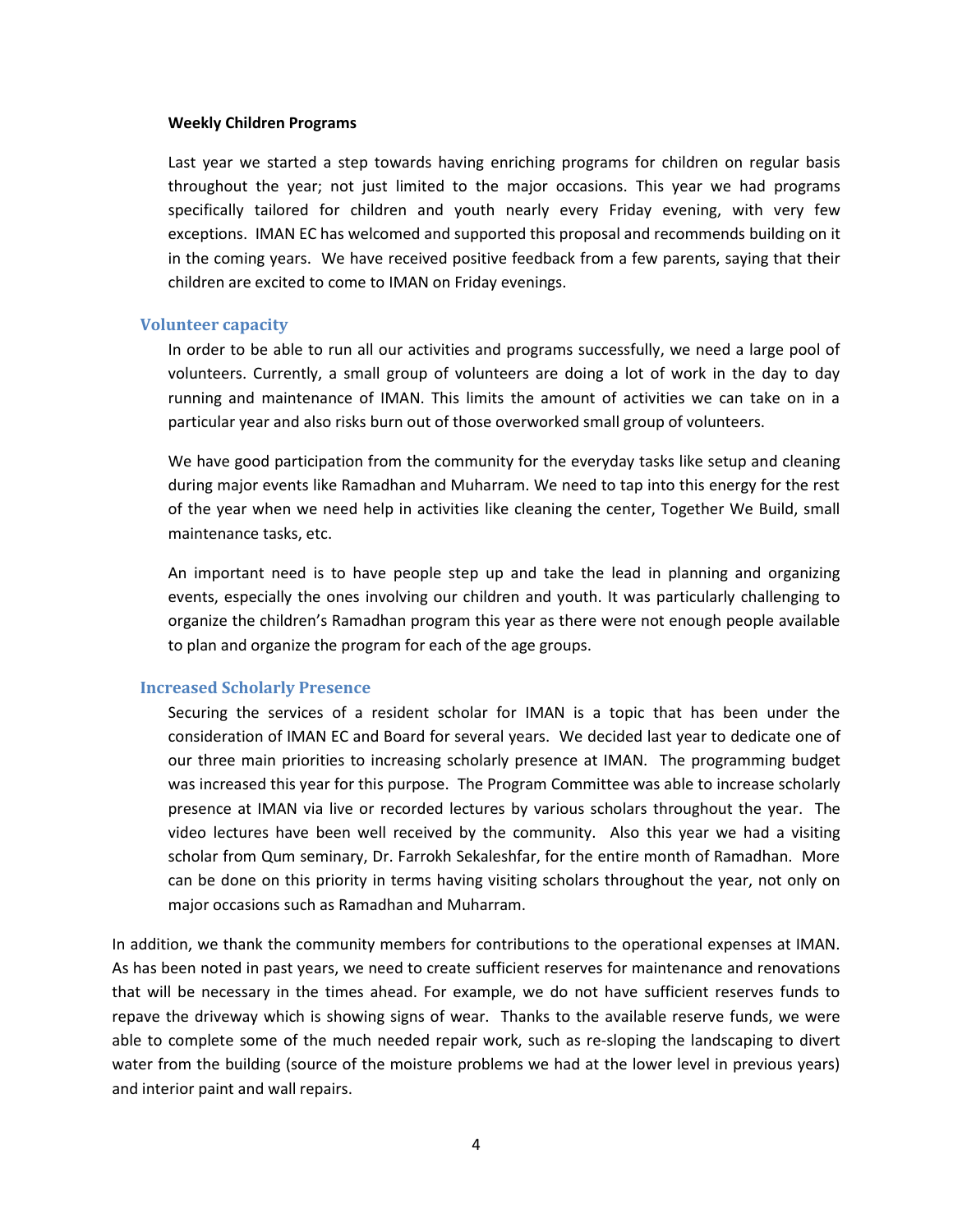**Weekly Children Programs**

Last year we started a step towards having enriching programs for children on regular basis throughout the year; not just limited to the major occasions. This year we had programs specifically tailored for children and youth nearly every Friday evening, with very few exceptions. IMAN EC has welcomed and supported this proposal and recommends building on it in the coming years. We have received positive feedback from a few parents, saying that their children are excited to come to IMAN on Friday evenings.

### Volunteer capacity

In order to be able to run all our activities and programs successfully, we need a large pool of volunteers. Currently, a small group of volunteers are doing a lot of work in the day to day running and maintenance of IMAN. This limits the amount of activities we can take on in a particular year and also risks burn out of those overworked small group of volunteers.

We have good participation from the community for the everyday tasks like setup and cleaning during major events like Ramadhan and Muharram. We need to tap into this energy for the rest of the year when we need help in activities like cleaning the center, Together We Build, small maintenance tasks, etc.

An important need is to have people step up and take the lead in planning and organizing events, especially the ones involving our children and youth. It was particularly challenging to organize the children's Ramadhan program this year as there were not enough people available to plan and organize the program for each of the age groups.

### Increased Scholarly Presence

Securing the services of a resident scholar for IMAN is a topic that has been under the consideration of IMAN EC and Board for several years. We decided last year to dedicate one of our three main priorities to increasing scholarly presence at IMAN. The programming budget was increased this year for this purpose. The Program Committee was able to increase scholarly presence at IMAN via live or recorded lectures by various scholars throughout the year. The video lectures have been well received by the community. Also this year we had a visiting scholar from Qum seminary, Dr. Farrokh Sekaleshfar, for the entire month of Ramadhan. More can be done on this priority in terms having visiting scholars throughout the year, not only on major occasions such as Ramadhan and Muharram.

In addition, we thank the community members for contributions to the operational expenses at IMAN. As has been noted in past years, we need to create sufficient reserves for maintenance and renovations that will be necessary in the times ahead. For example, we do not have sufficient reserves funds to repave the driveway which is showing signs of wear. Thanks to the available reserve funds, we were able to complete some of the much needed repair work, such as re-sloping the landscaping to divert water from the building (source of the moisture problems we had at the lower level in previous years) and interior paint and wall repairs.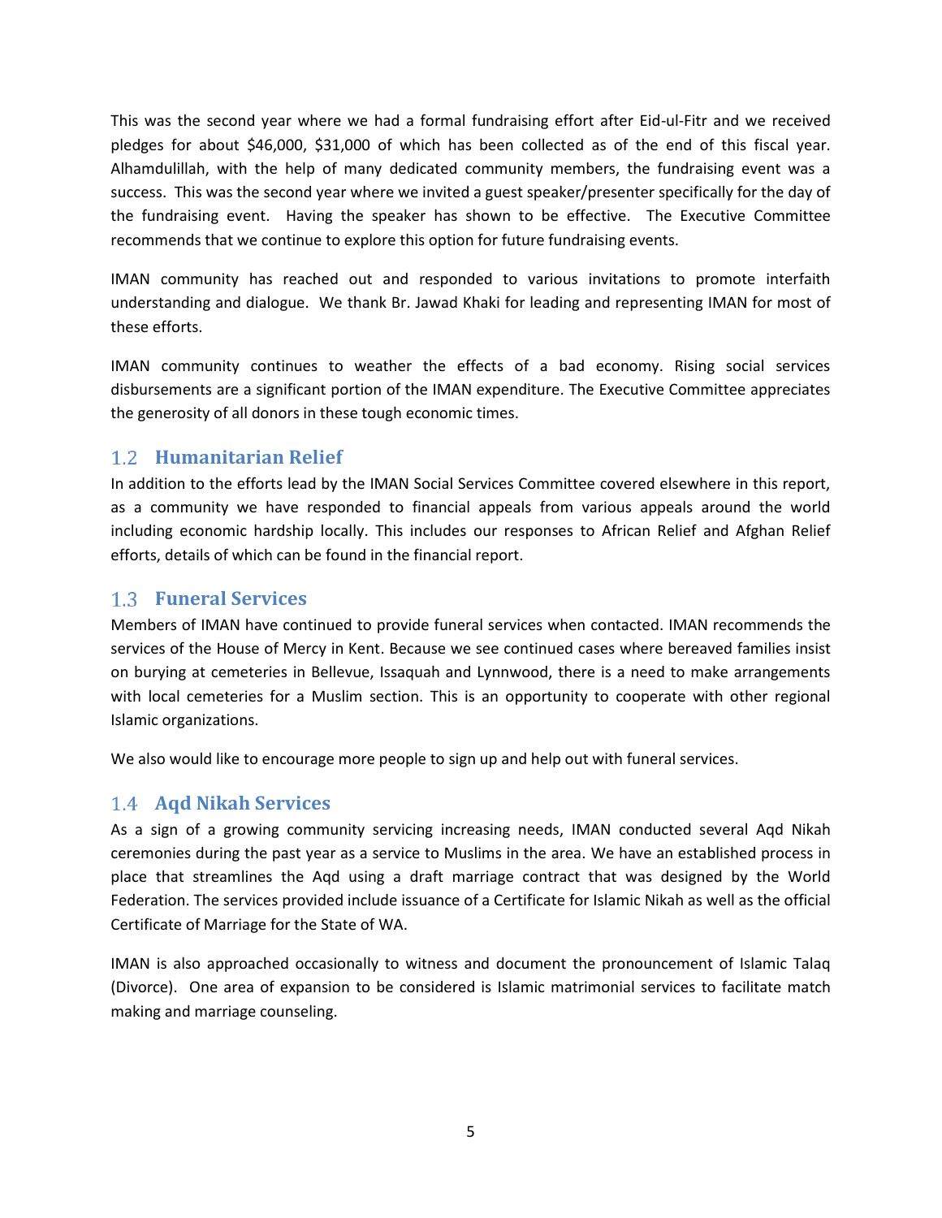This was the second year where we had a formal fundraising effort after Eid-ul-Fitr and we received pledges for about $46,000, $31,000 of which has been collected as of the end of this fiscal year. Alhamdulillah, with the help of many dedicated community members, the fundraising event was a success. This was the second year where we invited a guest speaker/presenter specifically for the day of the fundraising event. Having the speaker has shown to be effective. The Executive Committee recommends that we continue to explore this option for future fundraising events.

IMAN community has reached out and responded to various invitations to promote interfaith understanding and dialogue. We thank Br. Jawad Khaki for leading and representing IMAN for most of these efforts.

IMAN community continues to weather the effects of a bad economy. Rising social services disbursements are a significant portion of the IMAN expenditure. The Executive Committee appreciates the generosity of all donors in these tough economic times.

## 1.2 Humanitarian Relief

In addition to the efforts lead by the IMAN Social Services Committee covered elsewhere in this report, as a community we have responded to financial appeals from various appeals around the world including economic hardship locally. This includes our responses to African Relief and Afghan Relief efforts, details of which can be found in the financial report.

## 1.3 Funeral Services

Members of IMAN have continued to provide funeral services when contacted. IMAN recommends the services of the House of Mercy in Kent. Because we see continued cases where bereaved families insist on burying at cemeteries in Bellevue, Issaquah and Lynnwood, there is a need to make arrangements with local cemeteries for a Muslim section. This is an opportunity to cooperate with other regional Islamic organizations.

We also would like to encourage more people to sign up and help out with funeral services.

## 1.4 Aqd Nikah Services

As a sign of a growing community servicing increasing needs, IMAN conducted several Aqd Nikah ceremonies during the past year as a service to Muslims in the area. We have an established process in place that streamlines the Aqd using a draft marriage contract that was designed by the World Federation. The services provided include issuance of a Certificate for Islamic Nikah as well as the official Certificate of Marriage for the State of WA.

IMAN is also approached occasionally to witness and document the pronouncement of Islamic Talaq (Divorce). One area of expansion to be considered is Islamic matrimonial services to facilitate match making and marriage counseling.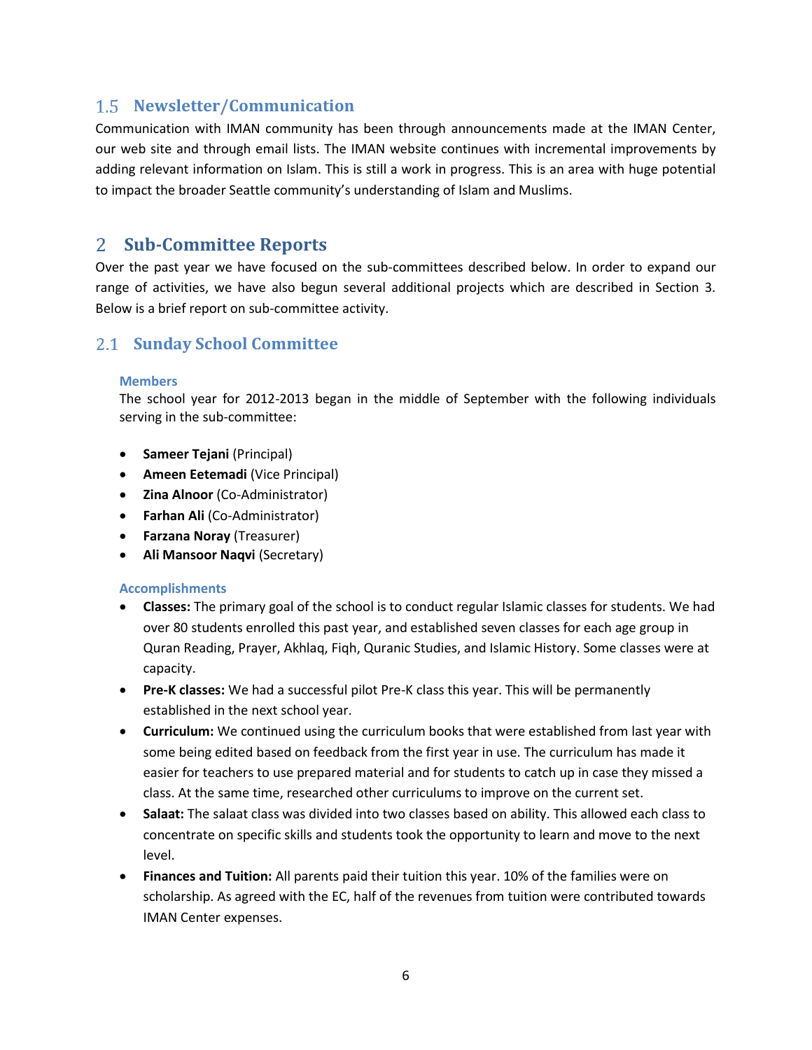## 1.5 Newsletter/Communication

Communication with IMAN community has been through announcements made at the IMAN Center, our web site and through email lists. The IMAN website continues with incremental improvements by adding relevant information on Islam. This is still a work in progress. This is an area with huge potential to impact the broader Seattle community's understanding of Islam and Muslims.

# 2 Sub-Committee Reports

Over the past year we have focused on the sub-committees described below. In order to expand our range of activities, we have also begun several additional projects which are described in Section 3. Below is a brief report on sub-committee activity.

## 2.1 Sunday School Committee

#### Members

The school year for 2012-2013 began in the middle of September with the following individuals serving in the sub-committee:

- **Sameer Tejani** (Principal)
- **Ameen Eetemadi** (Vice Principal)
- **Zina Alnoor** (Co-Administrator)
- **Farhan Ali** (Co-Administrator)
- **Farzana Noray** (Treasurer)
- **Ali Mansoor Naqvi** (Secretary)

#### Accomplishments

- **Classes:** The primary goal of the school is to conduct regular Islamic classes for students. We had over 80 students enrolled this past year, and established seven classes for each age group in Quran Reading, Prayer, Akhlaq, Fiqh, Quranic Studies, and Islamic History. Some classes were at capacity.
- **Pre-K classes:** We had a successful pilot Pre-K class this year. This will be permanently established in the next school year.
- **Curriculum:** We continued using the curriculum books that were established from last year with some being edited based on feedback from the first year in use. The curriculum has made it easier for teachers to use prepared material and for students to catch up in case they missed a class. At the same time, researched other curriculums to improve on the current set.
- **Salaat:** The salaat class was divided into two classes based on ability. This allowed each class to concentrate on specific skills and students took the opportunity to learn and move to the next level.
- **Finances and Tuition:** All parents paid their tuition this year. 10% of the families were on scholarship. As agreed with the EC, half of the revenues from tuition were contributed towards IMAN Center expenses.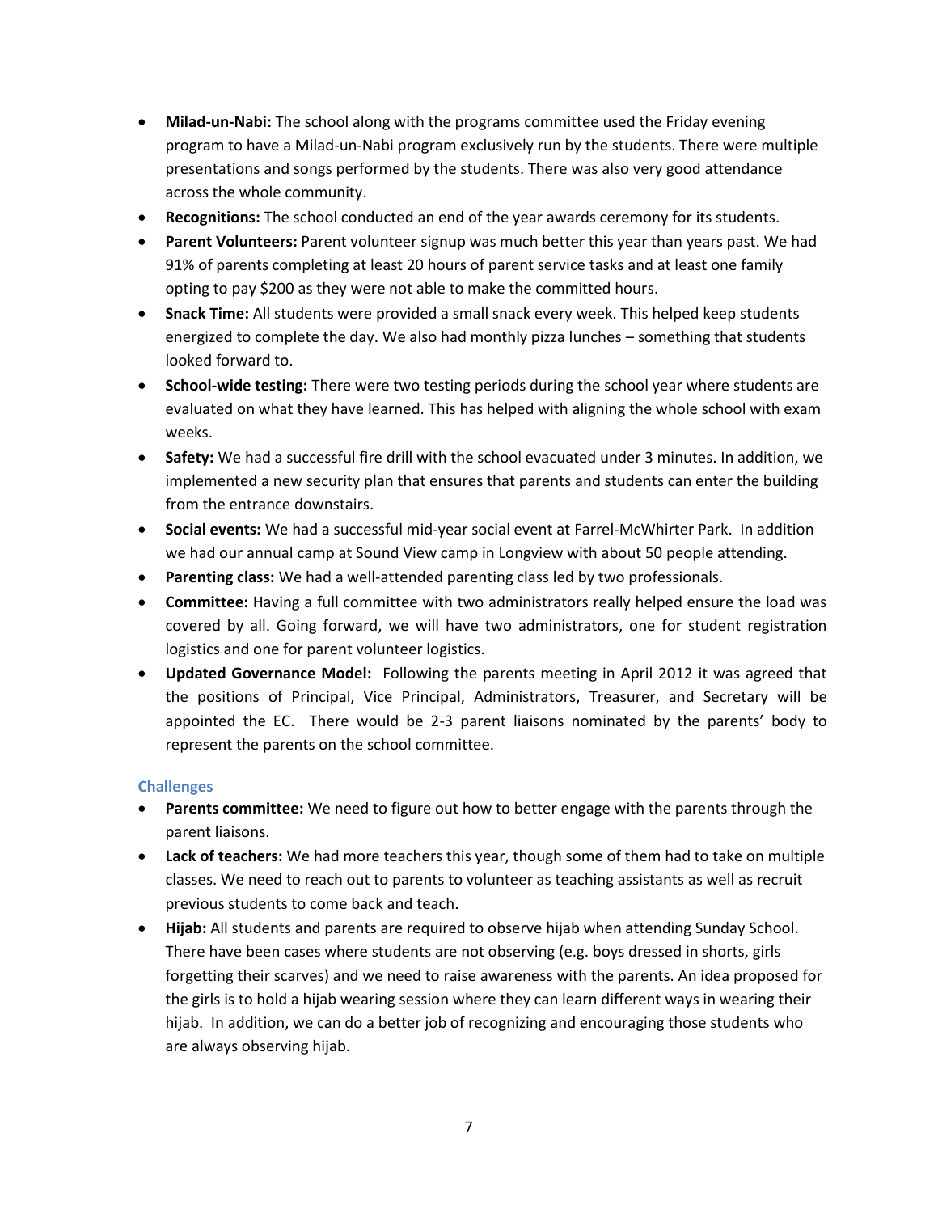- **Milad-un-Nabi:** The school along with the programs committee used the Friday evening program to have a Milad-un-Nabi program exclusively run by the students. There were multiple presentations and songs performed by the students. There was also very good attendance across the whole community.
- **Recognitions:** The school conducted an end of the year awards ceremony for its students.
- **Parent Volunteers:** Parent volunteer signup was much better this year than years past. We had 91% of parents completing at least 20 hours of parent service tasks and at least one family opting to pay $200 as they were not able to make the committed hours.
- **Snack Time:** All students were provided a small snack every week. This helped keep students energized to complete the day. We also had monthly pizza lunches – something that students looked forward to.
- **School-wide testing:** There were two testing periods during the school year where students are evaluated on what they have learned. This has helped with aligning the whole school with exam weeks.
- **Safety:** We had a successful fire drill with the school evacuated under 3 minutes. In addition, we implemented a new security plan that ensures that parents and students can enter the building from the entrance downstairs.
- **Social events:** We had a successful mid-year social event at Farrel-McWhirter Park. In addition we had our annual camp at Sound View camp in Longview with about 50 people attending.
- **Parenting class:** We had a well-attended parenting class led by two professionals.
- **Committee:** Having a full committee with two administrators really helped ensure the load was covered by all. Going forward, we will have two administrators, one for student registration logistics and one for parent volunteer logistics.
- **Updated Governance Model:** Following the parents meeting in April 2012 it was agreed that the positions of Principal, Vice Principal, Administrators, Treasurer, and Secretary will be appointed the EC. There would be 2-3 parent liaisons nominated by the parents' body to represent the parents on the school committee.

### Challenges

- **Parents committee:** We need to figure out how to better engage with the parents through the parent liaisons.
- **Lack of teachers:** We had more teachers this year, though some of them had to take on multiple classes. We need to reach out to parents to volunteer as teaching assistants as well as recruit previous students to come back and teach.
- **Hijab:** All students and parents are required to observe hijab when attending Sunday School. There have been cases where students are not observing (e.g. boys dressed in shorts, girls forgetting their scarves) and we need to raise awareness with the parents. An idea proposed for the girls is to hold a hijab wearing session where they can learn different ways in wearing their hijab. In addition, we can do a better job of recognizing and encouraging those students who are always observing hijab.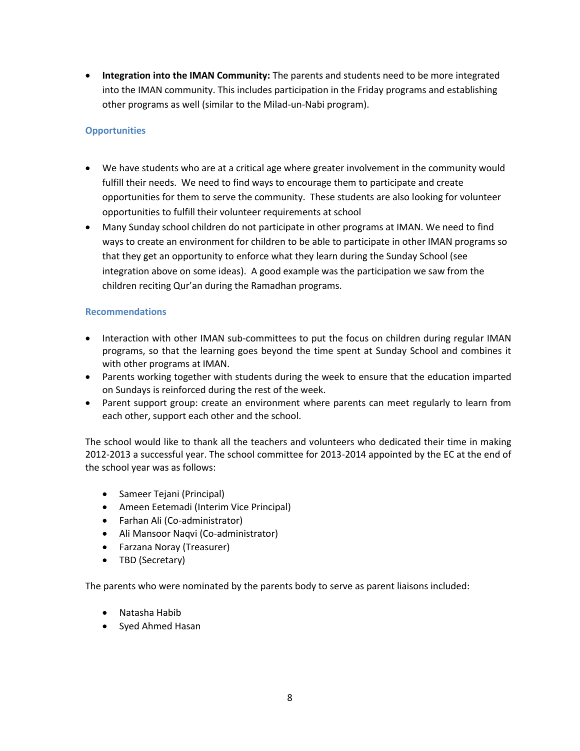- **Integration into the IMAN Community:** The parents and students need to be more integrated into the IMAN community. This includes participation in the Friday programs and establishing other programs as well (similar to the Milad-un-Nabi program).

### Opportunities

- We have students who are at a critical age where greater involvement in the community would fulfill their needs. We need to find ways to encourage them to participate and create opportunities for them to serve the community. These students are also looking for volunteer opportunities to fulfill their volunteer requirements at school
- Many Sunday school children do not participate in other programs at IMAN. We need to find ways to create an environment for children to be able to participate in other IMAN programs so that they get an opportunity to enforce what they learn during the Sunday School (see integration above on some ideas). A good example was the participation we saw from the children reciting Qur'an during the Ramadhan programs.

### Recommendations

- Interaction with other IMAN sub-committees to put the focus on children during regular IMAN programs, so that the learning goes beyond the time spent at Sunday School and combines it with other programs at IMAN.
- Parents working together with students during the week to ensure that the education imparted on Sundays is reinforced during the rest of the week.
- Parent support group: create an environment where parents can meet regularly to learn from each other, support each other and the school.

The school would like to thank all the teachers and volunteers who dedicated their time in making 2012-2013 a successful year. The school committee for 2013-2014 appointed by the EC at the end of the school year was as follows:

- Sameer Tejani (Principal)
- Ameen Eetemadi (Interim Vice Principal)
- Farhan Ali (Co-administrator)
- Ali Mansoor Naqvi (Co-administrator)
- Farzana Noray (Treasurer)
- TBD (Secretary)

The parents who were nominated by the parents body to serve as parent liaisons included:

- Natasha Habib
- Syed Ahmed Hasan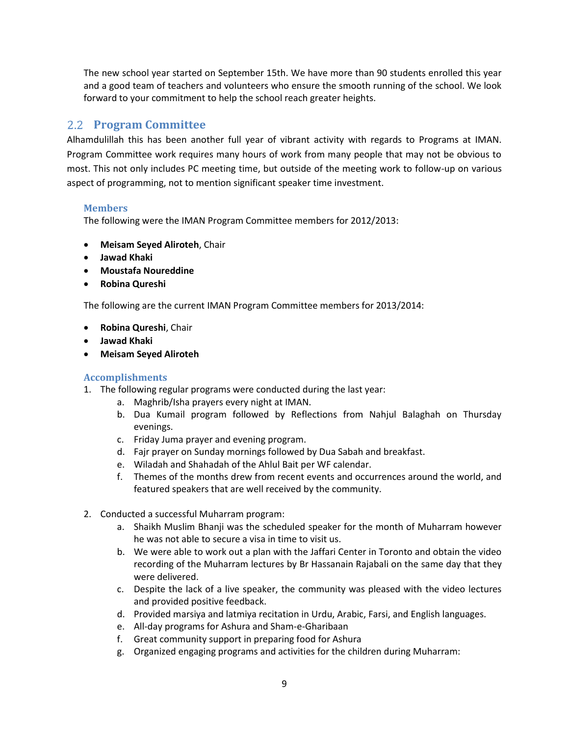The new school year started on September 15th. We have more than 90 students enrolled this year and a good team of teachers and volunteers who ensure the smooth running of the school. We look forward to your commitment to help the school reach greater heights.

## 2.2 Program Committee

Alhamdulillah this has been another full year of vibrant activity with regards to Programs at IMAN. Program Committee work requires many hours of work from many people that may not be obvious to most. This not only includes PC meeting time, but outside of the meeting work to follow-up on various aspect of programming, not to mention significant speaker time investment.

### Members

The following were the IMAN Program Committee members for 2012/2013:

- **Meisam Seyed Aliroteh**, Chair
- **Jawad Khaki**
- **Moustafa Noureddine**
- **Robina Qureshi**

The following are the current IMAN Program Committee members for 2013/2014:

- **Robina Qureshi**, Chair
- **Jawad Khaki**
- **Meisam Seyed Aliroteh**

### Accomplishments

1. The following regular programs were conducted during the last year:
   a. Maghrib/Isha prayers every night at IMAN.
   b. Dua Kumail program followed by Reflections from Nahjul Balaghah on Thursday evenings.
   c. Friday Juma prayer and evening program.
   d. Fajr prayer on Sunday mornings followed by Dua Sabah and breakfast.
   e. Wiladah and Shahadah of the Ahlul Bait per WF calendar.
   f. Themes of the months drew from recent events and occurrences around the world, and featured speakers that are well received by the community.

2. Conducted a successful Muharram program:
   a. Shaikh Muslim Bhanji was the scheduled speaker for the month of Muharram however he was not able to secure a visa in time to visit us.
   b. We were able to work out a plan with the Jaffari Center in Toronto and obtain the video recording of the Muharram lectures by Br Hassanain Rajabali on the same day that they were delivered.
   c. Despite the lack of a live speaker, the community was pleased with the video lectures and provided positive feedback.
   d. Provided marsiya and latmiya recitation in Urdu, Arabic, Farsi, and English languages.
   e. All-day programs for Ashura and Sham-e-Gharibaan
   f. Great community support in preparing food for Ashura
   g. Organized engaging programs and activities for the children during Muharram: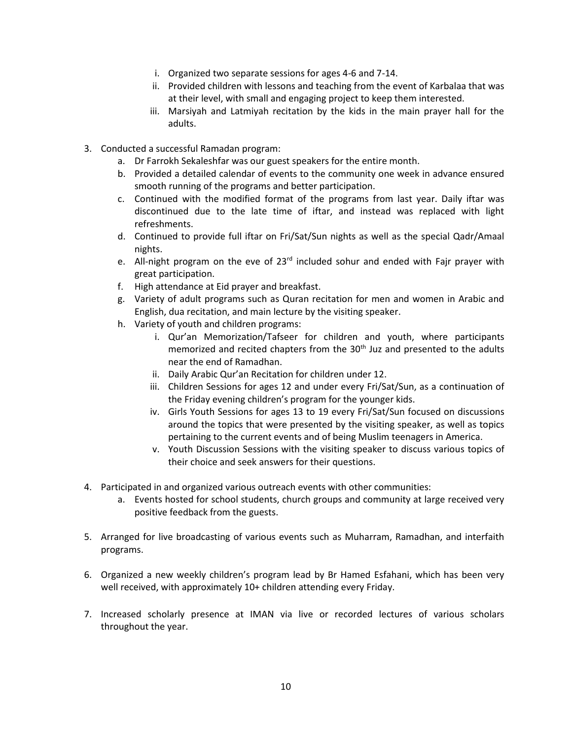i. Organized two separate sessions for ages 4-6 and 7-14.
   ii. Provided children with lessons and teaching from the event of Karbalaa that was at their level, with small and engaging project to keep them interested.
   iii. Marsiyah and Latmiyah recitation by the kids in the main prayer hall for the adults.

3. Conducted a successful Ramadan program:
   a. Dr Farrokh Sekaleshfar was our guest speakers for the entire month.
   b. Provided a detailed calendar of events to the community one week in advance ensured smooth running of the programs and better participation.
   c. Continued with the modified format of the programs from last year. Daily iftar was discontinued due to the late time of iftar, and instead was replaced with light refreshments.
   d. Continued to provide full iftar on Fri/Sat/Sun nights as well as the special Qadr/Amaal nights.
   e. All-night program on the eve of 23rd included sohur and ended with Fajr prayer with great participation.
   f. High attendance at Eid prayer and breakfast.
   g. Variety of adult programs such as Quran recitation for men and women in Arabic and English, dua recitation, and main lecture by the visiting speaker.
   h. Variety of youth and children programs:
      i. Qur'an Memorization/Tafseer for children and youth, where participants memorized and recited chapters from the 30th Juz and presented to the adults near the end of Ramadhan.
      ii. Daily Arabic Qur'an Recitation for children under 12.
      iii. Children Sessions for ages 12 and under every Fri/Sat/Sun, as a continuation of the Friday evening children's program for the younger kids.
      iv. Girls Youth Sessions for ages 13 to 19 every Fri/Sat/Sun focused on discussions around the topics that were presented by the visiting speaker, as well as topics pertaining to the current events and of being Muslim teenagers in America.
      v. Youth Discussion Sessions with the visiting speaker to discuss various topics of their choice and seek answers for their questions.

4. Participated in and organized various outreach events with other communities:
   a. Events hosted for school students, church groups and community at large received very positive feedback from the guests.

5. Arranged for live broadcasting of various events such as Muharram, Ramadhan, and interfaith programs.

6. Organized a new weekly children's program lead by Br Hamed Esfahani, which has been very well received, with approximately 10+ children attending every Friday.

7. Increased scholarly presence at IMAN via live or recorded lectures of various scholars throughout the year.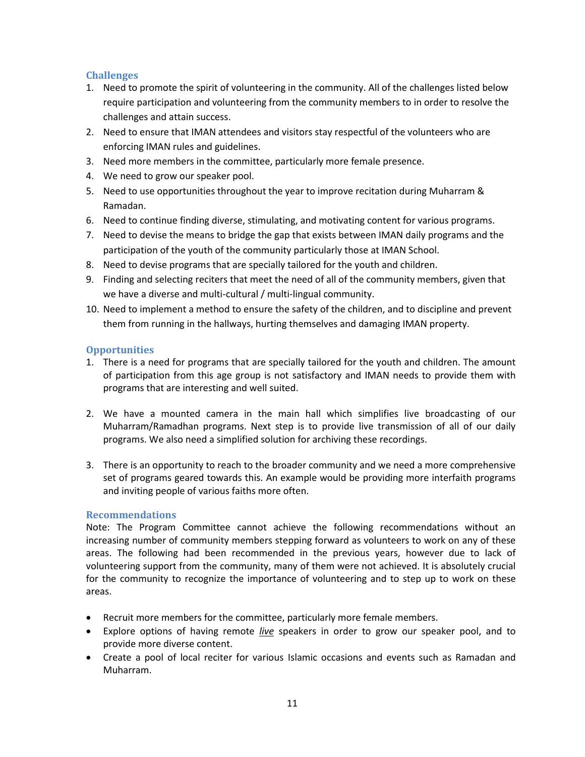### Challenges

1. Need to promote the spirit of volunteering in the community. All of the challenges listed below require participation and volunteering from the community members to in order to resolve the challenges and attain success.
2. Need to ensure that IMAN attendees and visitors stay respectful of the volunteers who are enforcing IMAN rules and guidelines.
3. Need more members in the committee, particularly more female presence.
4. We need to grow our speaker pool.
5. Need to use opportunities throughout the year to improve recitation during Muharram & Ramadan.
6. Need to continue finding diverse, stimulating, and motivating content for various programs.
7. Need to devise the means to bridge the gap that exists between IMAN daily programs and the participation of the youth of the community particularly those at IMAN School.
8. Need to devise programs that are specially tailored for the youth and children.
9. Finding and selecting reciters that meet the need of all of the community members, given that we have a diverse and multi-cultural / multi-lingual community.
10. Need to implement a method to ensure the safety of the children, and to discipline and prevent them from running in the hallways, hurting themselves and damaging IMAN property.

### Opportunities

1. There is a need for programs that are specially tailored for the youth and children. The amount of participation from this age group is not satisfactory and IMAN needs to provide them with programs that are interesting and well suited.

2. We have a mounted camera in the main hall which simplifies live broadcasting of our Muharram/Ramadhan programs. Next step is to provide live transmission of all of our daily programs. We also need a simplified solution for archiving these recordings.

3. There is an opportunity to reach to the broader community and we need a more comprehensive set of programs geared towards this. An example would be providing more interfaith programs and inviting people of various faiths more often.

### Recommendations

Note: The Program Committee cannot achieve the following recommendations without an increasing number of community members stepping forward as volunteers to work on any of these areas. The following had been recommended in the previous years, however due to lack of volunteering support from the community, many of them were not achieved. It is absolutely crucial for the community to recognize the importance of volunteering and to step up to work on these areas.

- Recruit more members for the committee, particularly more female members.
- Explore options of having remote ***live*** speakers in order to grow our speaker pool, and to provide more diverse content.
- Create a pool of local reciter for various Islamic occasions and events such as Ramadan and Muharram.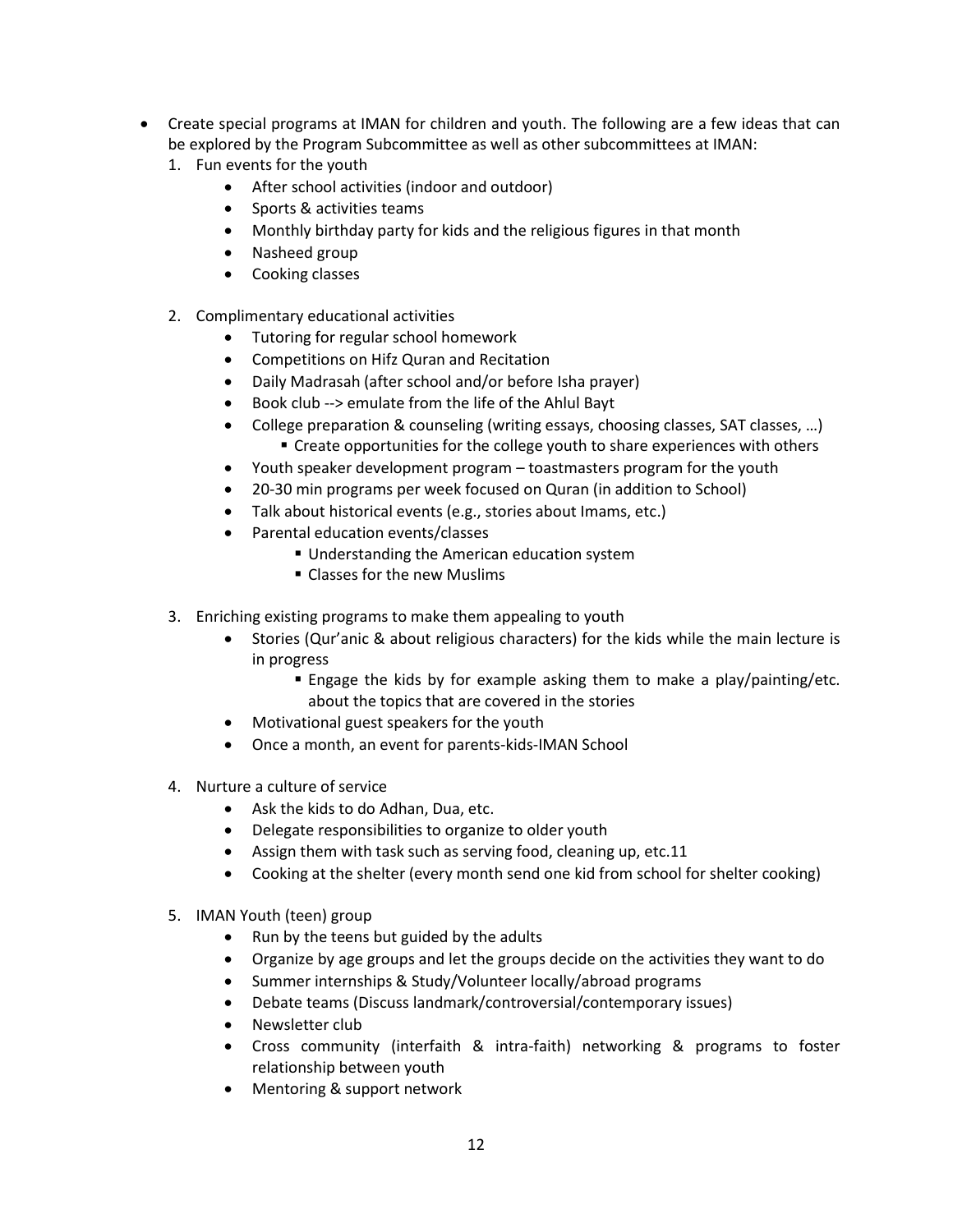- Create special programs at IMAN for children and youth. The following are a few ideas that can be explored by the Program Subcommittee as well as other subcommittees at IMAN:
  1. Fun events for the youth
     - After school activities (indoor and outdoor)
     - Sports & activities teams
     - Monthly birthday party for kids and the religious figures in that month
     - Nasheed group
     - Cooking classes
  2. Complimentary educational activities
     - Tutoring for regular school homework
     - Competitions on Hifz Quran and Recitation
     - Daily Madrasah (after school and/or before Isha prayer)
     - Book club --> emulate from the life of the Ahlul Bayt
     - College preparation & counseling (writing essays, choosing classes, SAT classes, …)
       - Create opportunities for the college youth to share experiences with others
     - Youth speaker development program – toastmasters program for the youth
     - 20-30 min programs per week focused on Quran (in addition to School)
     - Talk about historical events (e.g., stories about Imams, etc.)
     - Parental education events/classes
       - Understanding the American education system
       - Classes for the new Muslims
  3. Enriching existing programs to make them appealing to youth
     - Stories (Qur'anic & about religious characters) for the kids while the main lecture is in progress
       - Engage the kids by for example asking them to make a play/painting/etc. about the topics that are covered in the stories
     - Motivational guest speakers for the youth
     - Once a month, an event for parents-kids-IMAN School
  4. Nurture a culture of service
     - Ask the kids to do Adhan, Dua, etc.
     - Delegate responsibilities to organize to older youth
     - Assign them with task such as serving food, cleaning up, etc.11
     - Cooking at the shelter (every month send one kid from school for shelter cooking)
  5. IMAN Youth (teen) group
     - Run by the teens but guided by the adults
     - Organize by age groups and let the groups decide on the activities they want to do
     - Summer internships & Study/Volunteer locally/abroad programs
     - Debate teams (Discuss landmark/controversial/contemporary issues)
     - Newsletter club
     - Cross community (interfaith & intra-faith) networking & programs to foster relationship between youth
     - Mentoring & support network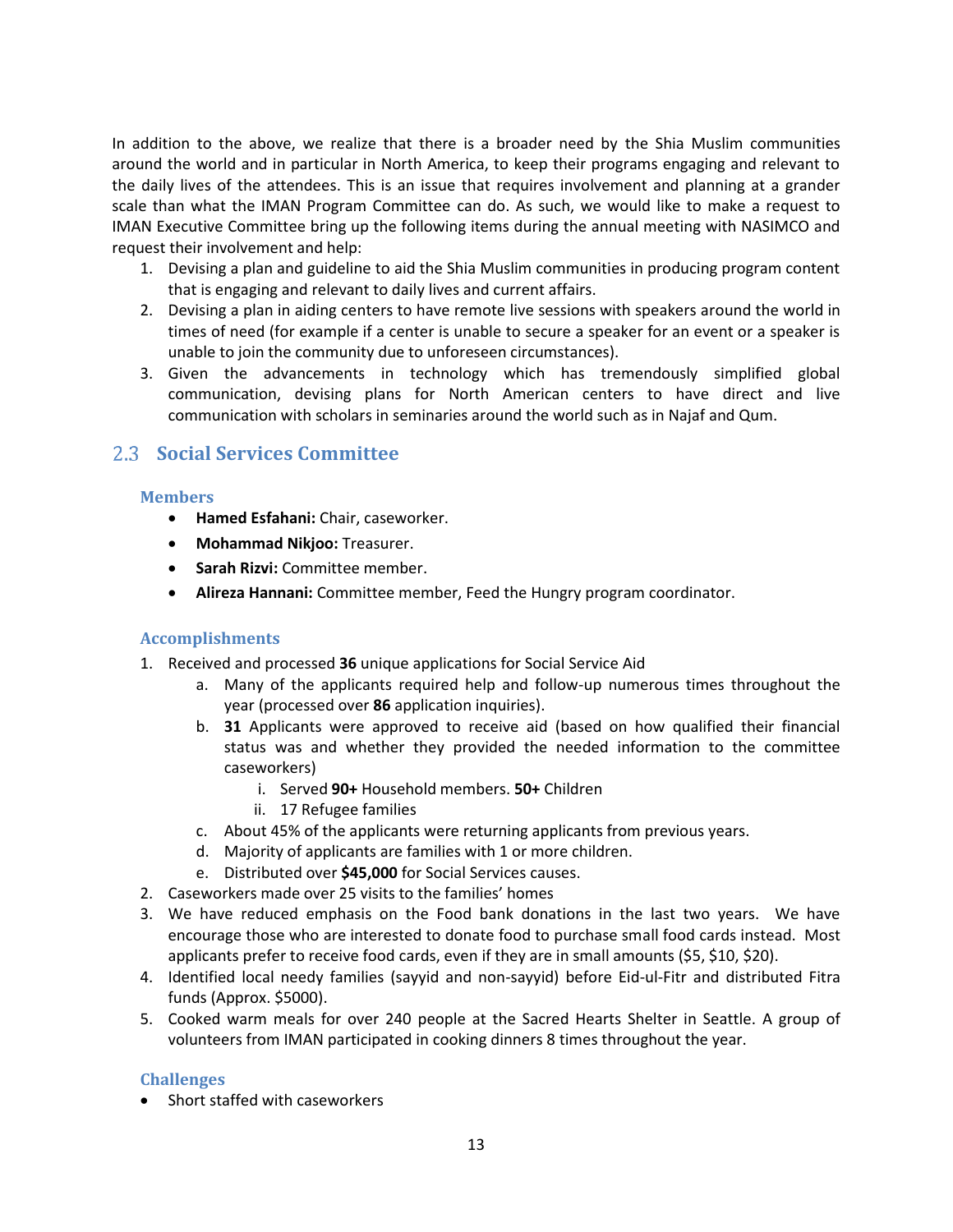In addition to the above, we realize that there is a broader need by the Shia Muslim communities around the world and in particular in North America, to keep their programs engaging and relevant to the daily lives of the attendees. This is an issue that requires involvement and planning at a grander scale than what the IMAN Program Committee can do. As such, we would like to make a request to IMAN Executive Committee bring up the following items during the annual meeting with NASIMCO and request their involvement and help:

1. Devising a plan and guideline to aid the Shia Muslim communities in producing program content that is engaging and relevant to daily lives and current affairs.
2. Devising a plan in aiding centers to have remote live sessions with speakers around the world in times of need (for example if a center is unable to secure a speaker for an event or a speaker is unable to join the community due to unforeseen circumstances).
3. Given the advancements in technology which has tremendously simplified global communication, devising plans for North American centers to have direct and live communication with scholars in seminaries around the world such as in Najaf and Qum.

## 2.3 Social Services Committee

### Members

- **Hamed Esfahani:** Chair, caseworker.
- **Mohammad Nikjoo:** Treasurer.
- **Sarah Rizvi:** Committee member.
- **Alireza Hannani:** Committee member, Feed the Hungry program coordinator.

### Accomplishments

1. Received and processed **36** unique applications for Social Service Aid
   a. Many of the applicants required help and follow-up numerous times throughout the year (processed over **86** application inquiries).
   b. **31** Applicants were approved to receive aid (based on how qualified their financial status was and whether they provided the needed information to the committee caseworkers)
      i. Served **90+** Household members. **50+** Children
      ii. 17 Refugee families
   c. About 45% of the applicants were returning applicants from previous years.
   d. Majority of applicants are families with 1 or more children.
   e. Distributed over **$45,000** for Social Services causes.
2. Caseworkers made over 25 visits to the families' homes
3. We have reduced emphasis on the Food bank donations in the last two years. We have encourage those who are interested to donate food to purchase small food cards instead. Most applicants prefer to receive food cards, even if they are in small amounts ($5, $10, $20).
4. Identified local needy families (sayyid and non-sayyid) before Eid-ul-Fitr and distributed Fitra funds (Approx. $5000).
5. Cooked warm meals for over 240 people at the Sacred Hearts Shelter in Seattle. A group of volunteers from IMAN participated in cooking dinners 8 times throughout the year.

### Challenges

- Short staffed with caseworkers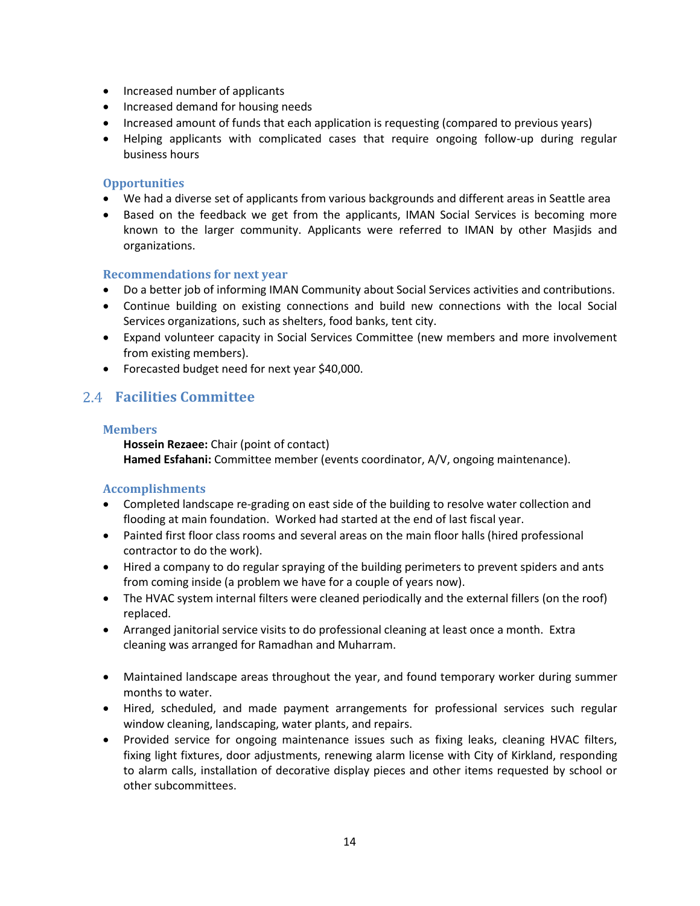- Increased number of applicants
- Increased demand for housing needs
- Increased amount of funds that each application is requesting (compared to previous years)
- Helping applicants with complicated cases that require ongoing follow-up during regular business hours

### Opportunities

- We had a diverse set of applicants from various backgrounds and different areas in Seattle area
- Based on the feedback we get from the applicants, IMAN Social Services is becoming more known to the larger community. Applicants were referred to IMAN by other Masjids and organizations.

### Recommendations for next year

- Do a better job of informing IMAN Community about Social Services activities and contributions.
- Continue building on existing connections and build new connections with the local Social Services organizations, such as shelters, food banks, tent city.
- Expand volunteer capacity in Social Services Committee (new members and more involvement from existing members).
- Forecasted budget need for next year $40,000.

## 2.4 Facilities Committee

### Members

**Hossein Rezaee:** Chair (point of contact)
**Hamed Esfahani:** Committee member (events coordinator, A/V, ongoing maintenance).

### Accomplishments

- Completed landscape re-grading on east side of the building to resolve water collection and flooding at main foundation. Worked had started at the end of last fiscal year.
- Painted first floor class rooms and several areas on the main floor halls (hired professional contractor to do the work).
- Hired a company to do regular spraying of the building perimeters to prevent spiders and ants from coming inside (a problem we have for a couple of years now).
- The HVAC system internal filters were cleaned periodically and the external fillers (on the roof) replaced.
- Arranged janitorial service visits to do professional cleaning at least once a month. Extra cleaning was arranged for Ramadhan and Muharram.
- Maintained landscape areas throughout the year, and found temporary worker during summer months to water.
- Hired, scheduled, and made payment arrangements for professional services such regular window cleaning, landscaping, water plants, and repairs.
- Provided service for ongoing maintenance issues such as fixing leaks, cleaning HVAC filters, fixing light fixtures, door adjustments, renewing alarm license with City of Kirkland, responding to alarm calls, installation of decorative display pieces and other items requested by school or other subcommittees.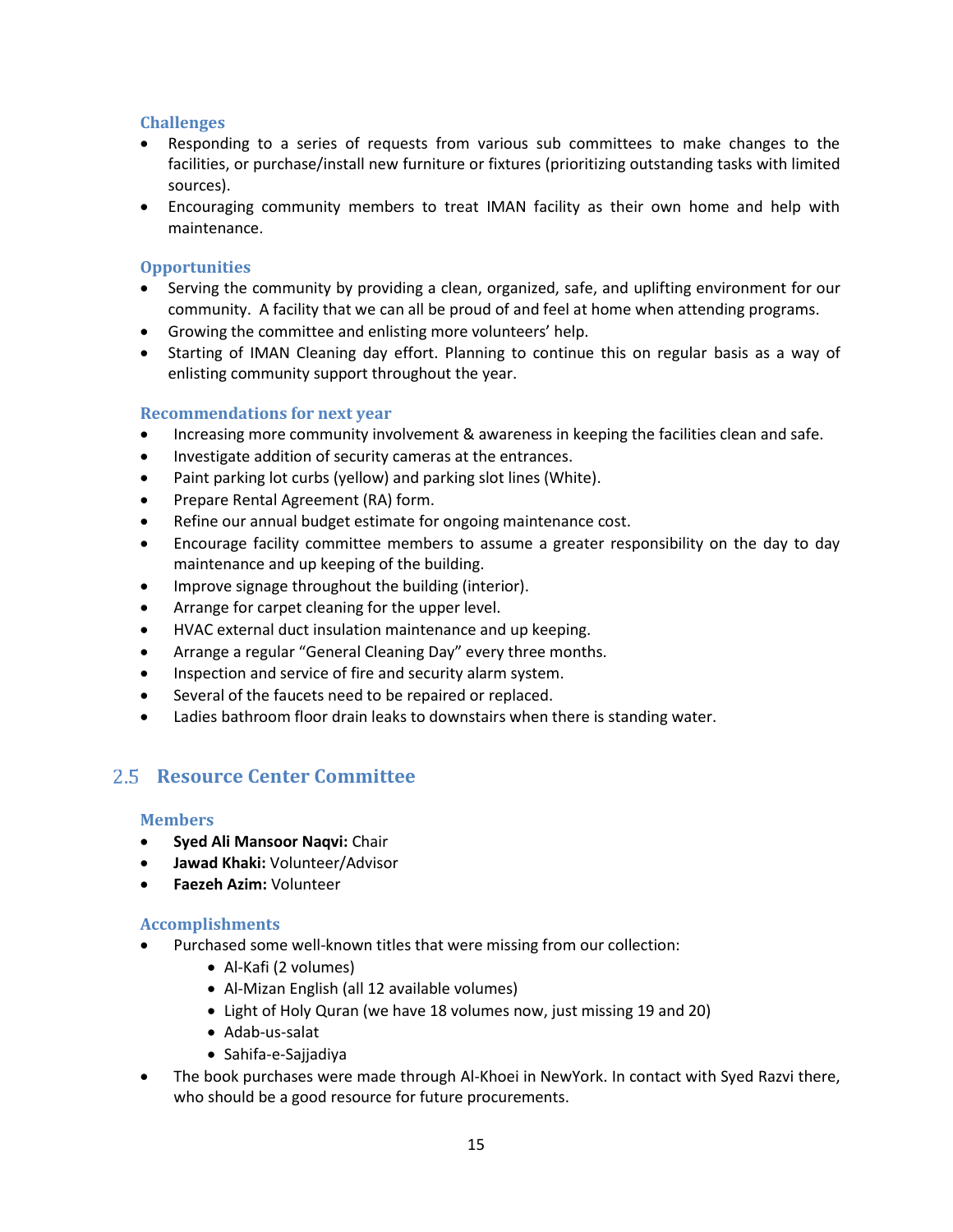### Challenges

- Responding to a series of requests from various sub committees to make changes to the facilities, or purchase/install new furniture or fixtures (prioritizing outstanding tasks with limited sources).
- Encouraging community members to treat IMAN facility as their own home and help with maintenance.

### Opportunities

- Serving the community by providing a clean, organized, safe, and uplifting environment for our community. A facility that we can all be proud of and feel at home when attending programs.
- Growing the committee and enlisting more volunteers' help.
- Starting of IMAN Cleaning day effort. Planning to continue this on regular basis as a way of enlisting community support throughout the year.

### Recommendations for next year

- Increasing more community involvement & awareness in keeping the facilities clean and safe.
- Investigate addition of security cameras at the entrances.
- Paint parking lot curbs (yellow) and parking slot lines (White).
- Prepare Rental Agreement (RA) form.
- Refine our annual budget estimate for ongoing maintenance cost.
- Encourage facility committee members to assume a greater responsibility on the day to day maintenance and up keeping of the building.
- Improve signage throughout the building (interior).
- Arrange for carpet cleaning for the upper level.
- HVAC external duct insulation maintenance and up keeping.
- Arrange a regular "General Cleaning Day" every three months.
- Inspection and service of fire and security alarm system.
- Several of the faucets need to be repaired or replaced.
- Ladies bathroom floor drain leaks to downstairs when there is standing water.

## 2.5 Resource Center Committee

### Members

- **Syed Ali Mansoor Naqvi:** Chair
- **Jawad Khaki:** Volunteer/Advisor
- **Faezeh Azim:** Volunteer

### Accomplishments

- Purchased some well-known titles that were missing from our collection:
  - Al-Kafi (2 volumes)
  - Al-Mizan English (all 12 available volumes)
  - Light of Holy Quran (we have 18 volumes now, just missing 19 and 20)
  - Adab-us-salat
  - Sahifa-e-Sajjadiya
- The book purchases were made through Al-Khoei in NewYork. In contact with Syed Razvi there, who should be a good resource for future procurements.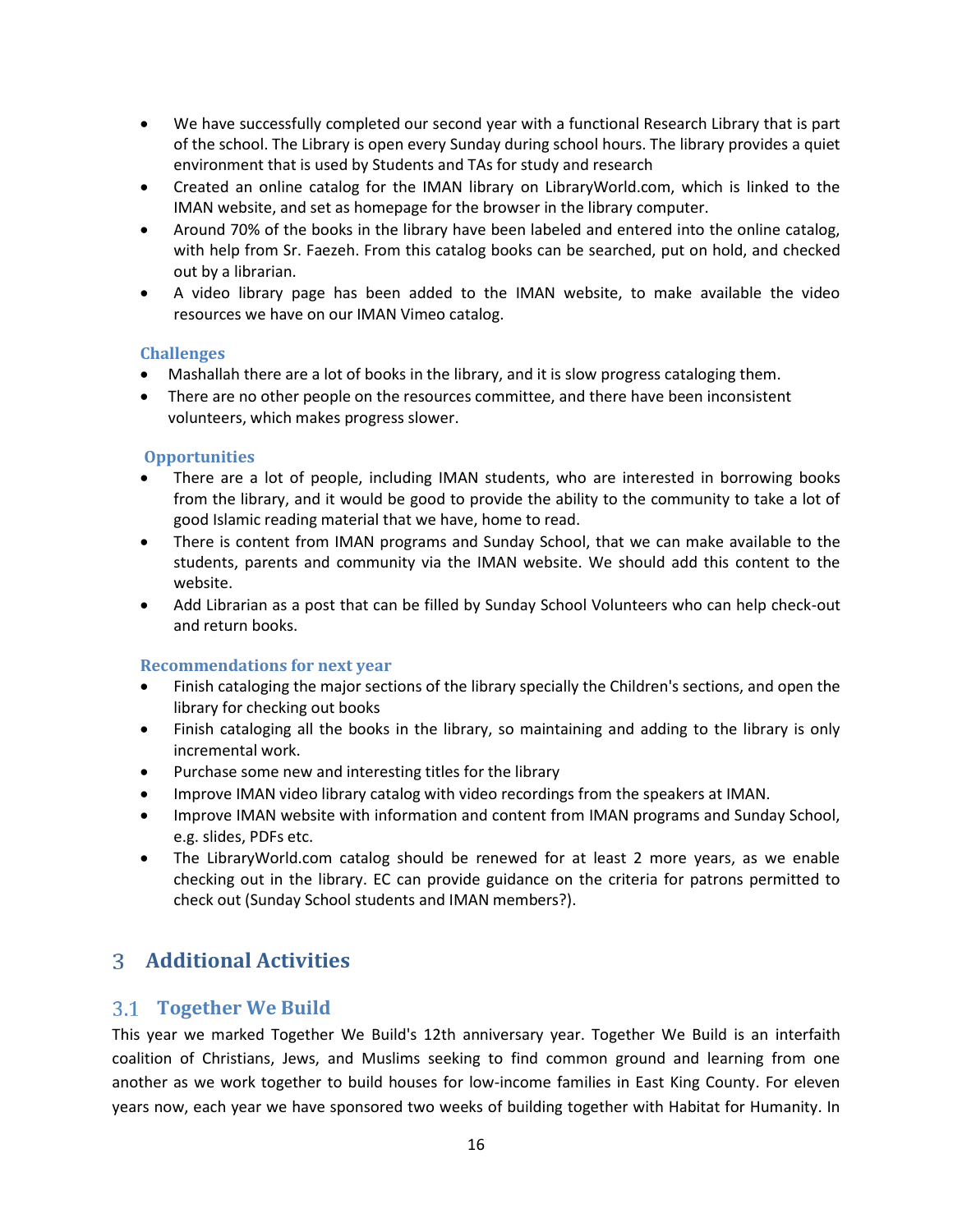- We have successfully completed our second year with a functional Research Library that is part of the school. The Library is open every Sunday during school hours. The library provides a quiet environment that is used by Students and TAs for study and research
- Created an online catalog for the IMAN library on LibraryWorld.com, which is linked to the IMAN website, and set as homepage for the browser in the library computer.
- Around 70% of the books in the library have been labeled and entered into the online catalog, with help from Sr. Faezeh. From this catalog books can be searched, put on hold, and checked out by a librarian.
- A video library page has been added to the IMAN website, to make available the video resources we have on our IMAN Vimeo catalog.

#### Challenges

- Mashallah there are a lot of books in the library, and it is slow progress cataloging them.
- There are no other people on the resources committee, and there have been inconsistent volunteers, which makes progress slower.

#### Opportunities

- There are a lot of people, including IMAN students, who are interested in borrowing books from the library, and it would be good to provide the ability to the community to take a lot of good Islamic reading material that we have, home to read.
- There is content from IMAN programs and Sunday School, that we can make available to the students, parents and community via the IMAN website. We should add this content to the website.
- Add Librarian as a post that can be filled by Sunday School Volunteers who can help check-out and return books.

#### Recommendations for next year

- Finish cataloging the major sections of the library specially the Children's sections, and open the library for checking out books
- Finish cataloging all the books in the library, so maintaining and adding to the library is only incremental work.
- Purchase some new and interesting titles for the library
- Improve IMAN video library catalog with video recordings from the speakers at IMAN.
- Improve IMAN website with information and content from IMAN programs and Sunday School, e.g. slides, PDFs etc.
- The LibraryWorld.com catalog should be renewed for at least 2 more years, as we enable checking out in the library. EC can provide guidance on the criteria for patrons permitted to check out (Sunday School students and IMAN members?).

# 3 Additional Activities

## 3.1 Together We Build

This year we marked Together We Build's 12th anniversary year. Together We Build is an interfaith coalition of Christians, Jews, and Muslims seeking to find common ground and learning from one another as we work together to build houses for low-income families in East King County. For eleven years now, each year we have sponsored two weeks of building together with Habitat for Humanity. In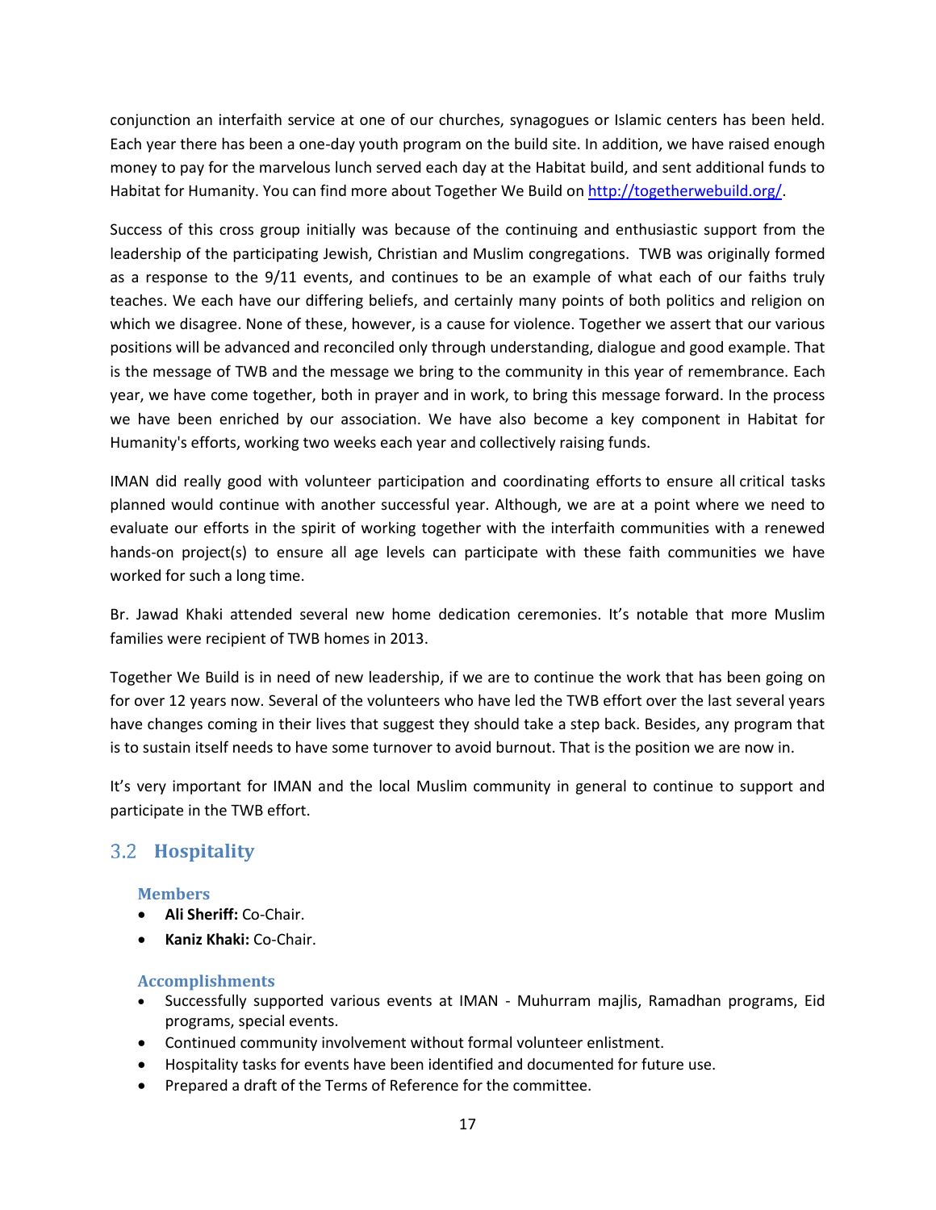conjunction an interfaith service at one of our churches, synagogues or Islamic centers has been held. Each year there has been a one-day youth program on the build site. In addition, we have raised enough money to pay for the marvelous lunch served each day at the Habitat build, and sent additional funds to Habitat for Humanity. You can find more about Together We Build on http://togetherwebuild.org/.

Success of this cross group initially was because of the continuing and enthusiastic support from the leadership of the participating Jewish, Christian and Muslim congregations. TWB was originally formed as a response to the 9/11 events, and continues to be an example of what each of our faiths truly teaches. We each have our differing beliefs, and certainly many points of both politics and religion on which we disagree. None of these, however, is a cause for violence. Together we assert that our various positions will be advanced and reconciled only through understanding, dialogue and good example. That is the message of TWB and the message we bring to the community in this year of remembrance. Each year, we have come together, both in prayer and in work, to bring this message forward. In the process we have been enriched by our association. We have also become a key component in Habitat for Humanity's efforts, working two weeks each year and collectively raising funds.

IMAN did really good with volunteer participation and coordinating efforts to ensure all critical tasks planned would continue with another successful year. Although, we are at a point where we need to evaluate our efforts in the spirit of working together with the interfaith communities with a renewed hands-on project(s) to ensure all age levels can participate with these faith communities we have worked for such a long time.

Br. Jawad Khaki attended several new home dedication ceremonies. It's notable that more Muslim families were recipient of TWB homes in 2013.

Together We Build is in need of new leadership, if we are to continue the work that has been going on for over 12 years now. Several of the volunteers who have led the TWB effort over the last several years have changes coming in their lives that suggest they should take a step back. Besides, any program that is to sustain itself needs to have some turnover to avoid burnout. That is the position we are now in.

It's very important for IMAN and the local Muslim community in general to continue to support and participate in the TWB effort.

## 3.2 Hospitality

#### Members

- **Ali Sheriff:** Co-Chair.
- **Kaniz Khaki:** Co-Chair.

#### Accomplishments

- Successfully supported various events at IMAN - Muhurram majlis, Ramadhan programs, Eid programs, special events.
- Continued community involvement without formal volunteer enlistment.
- Hospitality tasks for events have been identified and documented for future use.
- Prepared a draft of the Terms of Reference for the committee.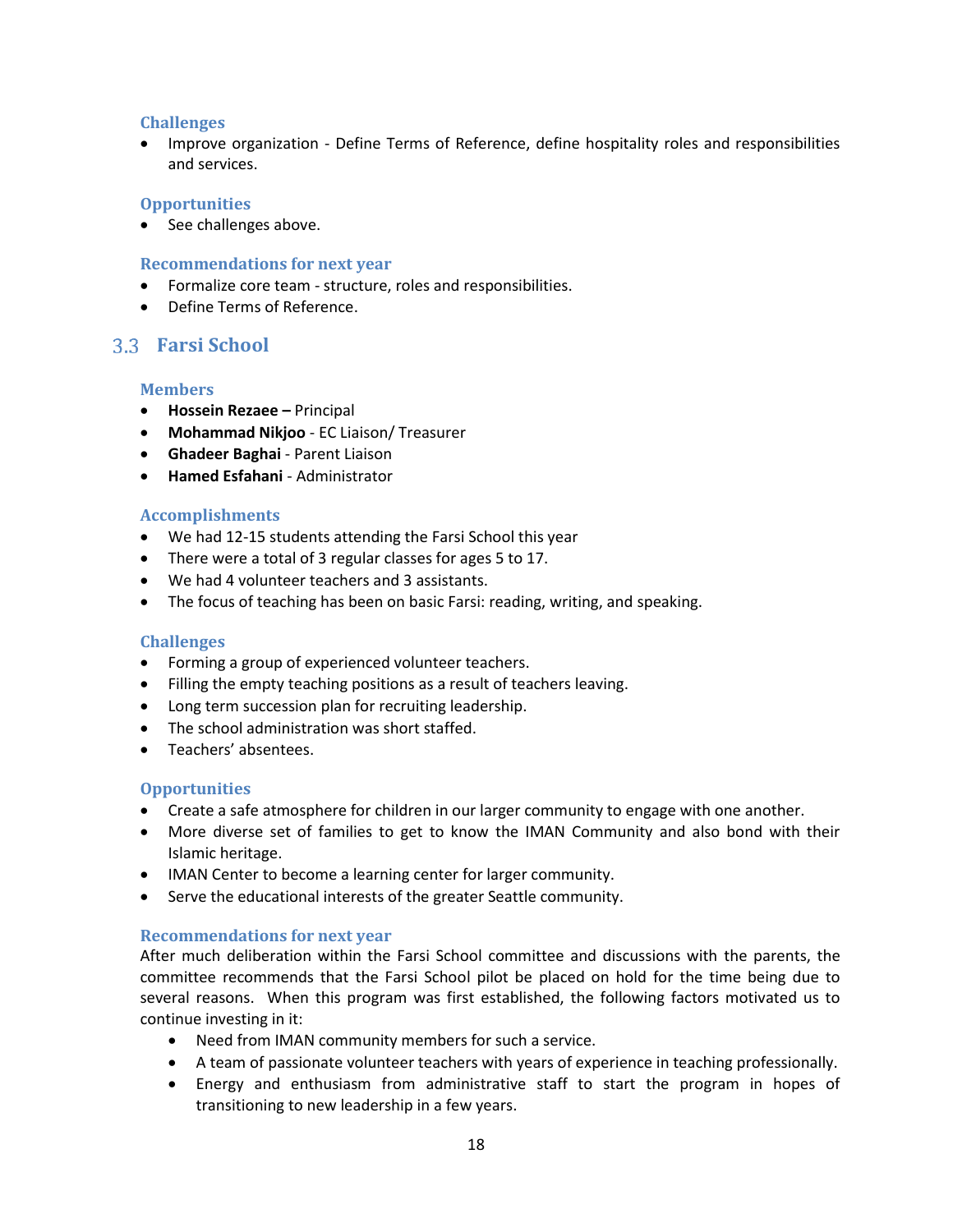### Challenges

- Improve organization - Define Terms of Reference, define hospitality roles and responsibilities and services.

### Opportunities

- See challenges above.

### Recommendations for next year

- Formalize core team - structure, roles and responsibilities.
- Define Terms of Reference.

## 3.3 Farsi School

### Members

- **Hossein Rezaee –** Principal
- **Mohammad Nikjoo** - EC Liaison/ Treasurer
- **Ghadeer Baghai** - Parent Liaison
- **Hamed Esfahani** - Administrator

### Accomplishments

- We had 12-15 students attending the Farsi School this year
- There were a total of 3 regular classes for ages 5 to 17.
- We had 4 volunteer teachers and 3 assistants.
- The focus of teaching has been on basic Farsi: reading, writing, and speaking.

### Challenges

- Forming a group of experienced volunteer teachers.
- Filling the empty teaching positions as a result of teachers leaving.
- Long term succession plan for recruiting leadership.
- The school administration was short staffed.
- Teachers' absentees.

### Opportunities

- Create a safe atmosphere for children in our larger community to engage with one another.
- More diverse set of families to get to know the IMAN Community and also bond with their Islamic heritage.
- IMAN Center to become a learning center for larger community.
- Serve the educational interests of the greater Seattle community.

### Recommendations for next year

After much deliberation within the Farsi School committee and discussions with the parents, the committee recommends that the Farsi School pilot be placed on hold for the time being due to several reasons. When this program was first established, the following factors motivated us to continue investing in it:

- Need from IMAN community members for such a service.
- A team of passionate volunteer teachers with years of experience in teaching professionally.
- Energy and enthusiasm from administrative staff to start the program in hopes of transitioning to new leadership in a few years.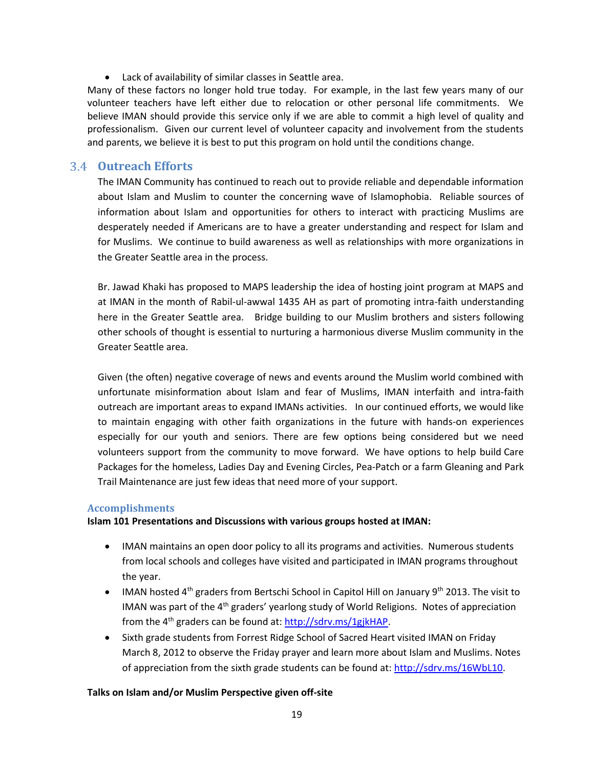- Lack of availability of similar classes in Seattle area.

Many of these factors no longer hold true today. For example, in the last few years many of our volunteer teachers have left either due to relocation or other personal life commitments. We believe IMAN should provide this service only if we are able to commit a high level of quality and professionalism. Given our current level of volunteer capacity and involvement from the students and parents, we believe it is best to put this program on hold until the conditions change.

## 3.4 Outreach Efforts

The IMAN Community has continued to reach out to provide reliable and dependable information about Islam and Muslim to counter the concerning wave of Islamophobia. Reliable sources of information about Islam and opportunities for others to interact with practicing Muslims are desperately needed if Americans are to have a greater understanding and respect for Islam and for Muslims. We continue to build awareness as well as relationships with more organizations in the Greater Seattle area in the process.

Br. Jawad Khaki has proposed to MAPS leadership the idea of hosting joint program at MAPS and at IMAN in the month of Rabil-ul-awwal 1435 AH as part of promoting intra-faith understanding here in the Greater Seattle area. Bridge building to our Muslim brothers and sisters following other schools of thought is essential to nurturing a harmonious diverse Muslim community in the Greater Seattle area.

Given (the often) negative coverage of news and events around the Muslim world combined with unfortunate misinformation about Islam and fear of Muslims, IMAN interfaith and intra-faith outreach are important areas to expand IMANs activities. In our continued efforts, we would like to maintain engaging with other faith organizations in the future with hands-on experiences especially for our youth and seniors. There are few options being considered but we need volunteers support from the community to move forward. We have options to help build Care Packages for the homeless, Ladies Day and Evening Circles, Pea-Patch or a farm Gleaning and Park Trail Maintenance are just few ideas that need more of your support.

### Accomplishments

**Islam 101 Presentations and Discussions with various groups hosted at IMAN:**

- IMAN maintains an open door policy to all its programs and activities. Numerous students from local schools and colleges have visited and participated in IMAN programs throughout the year.
- IMAN hosted 4th graders from Bertschi School in Capitol Hill on January 9th 2013. The visit to IMAN was part of the 4th graders' yearlong study of World Religions. Notes of appreciation from the 4th graders can be found at: http://sdrv.ms/1gjkHAP.
- Sixth grade students from Forrest Ridge School of Sacred Heart visited IMAN on Friday March 8, 2012 to observe the Friday prayer and learn more about Islam and Muslims. Notes of appreciation from the sixth grade students can be found at: http://sdrv.ms/16WbL10.

**Talks on Islam and/or Muslim Perspective given off-site**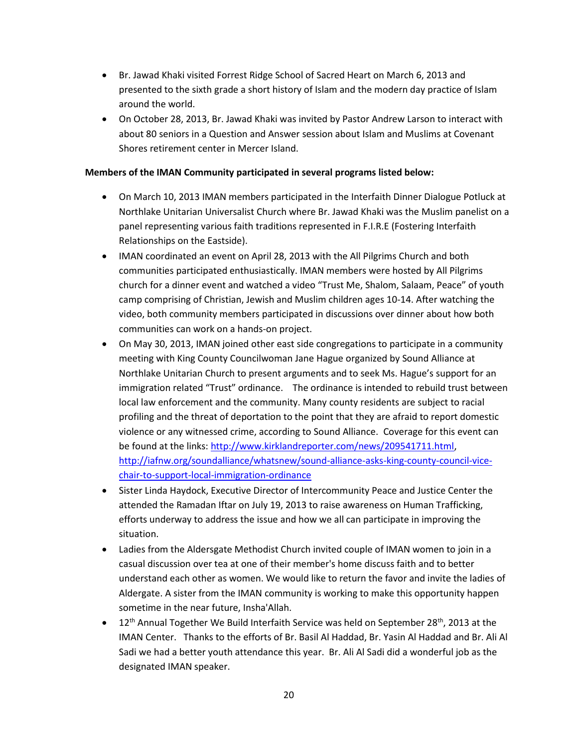- Br. Jawad Khaki visited Forrest Ridge School of Sacred Heart on March 6, 2013 and presented to the sixth grade a short history of Islam and the modern day practice of Islam around the world.
- On October 28, 2013, Br. Jawad Khaki was invited by Pastor Andrew Larson to interact with about 80 seniors in a Question and Answer session about Islam and Muslims at Covenant Shores retirement center in Mercer Island.

**Members of the IMAN Community participated in several programs listed below:**

- On March 10, 2013 IMAN members participated in the Interfaith Dinner Dialogue Potluck at Northlake Unitarian Universalist Church where Br. Jawad Khaki was the Muslim panelist on a panel representing various faith traditions represented in F.I.R.E (Fostering Interfaith Relationships on the Eastside).
- IMAN coordinated an event on April 28, 2013 with the All Pilgrims Church and both communities participated enthusiastically. IMAN members were hosted by All Pilgrims church for a dinner event and watched a video "Trust Me, Shalom, Salaam, Peace" of youth camp comprising of Christian, Jewish and Muslim children ages 10-14. After watching the video, both community members participated in discussions over dinner about how both communities can work on a hands-on project.
- On May 30, 2013, IMAN joined other east side congregations to participate in a community meeting with King County Councilwoman Jane Hague organized by Sound Alliance at Northlake Unitarian Church to present arguments and to seek Ms. Hague's support for an immigration related "Trust" ordinance. The ordinance is intended to rebuild trust between local law enforcement and the community. Many county residents are subject to racial profiling and the threat of deportation to the point that they are afraid to report domestic violence or any witnessed crime, according to Sound Alliance. Coverage for this event can be found at the links: http://www.kirklandreporter.com/news/209541711.html, http://iafnw.org/soundalliance/whatsnew/sound-alliance-asks-king-county-council-vice-chair-to-support-local-immigration-ordinance
- Sister Linda Haydock, Executive Director of Intercommunity Peace and Justice Center the attended the Ramadan Iftar on July 19, 2013 to raise awareness on Human Trafficking, efforts underway to address the issue and how we all can participate in improving the situation.
- Ladies from the Aldersgate Methodist Church invited couple of IMAN women to join in a casual discussion over tea at one of their member's home discuss faith and to better understand each other as women. We would like to return the favor and invite the ladies of Aldergate. A sister from the IMAN community is working to make this opportunity happen sometime in the near future, Insha'Allah.
- 12th Annual Together We Build Interfaith Service was held on September 28th, 2013 at the IMAN Center. Thanks to the efforts of Br. Basil Al Haddad, Br. Yasin Al Haddad and Br. Ali Al Sadi we had a better youth attendance this year. Br. Ali Al Sadi did a wonderful job as the designated IMAN speaker.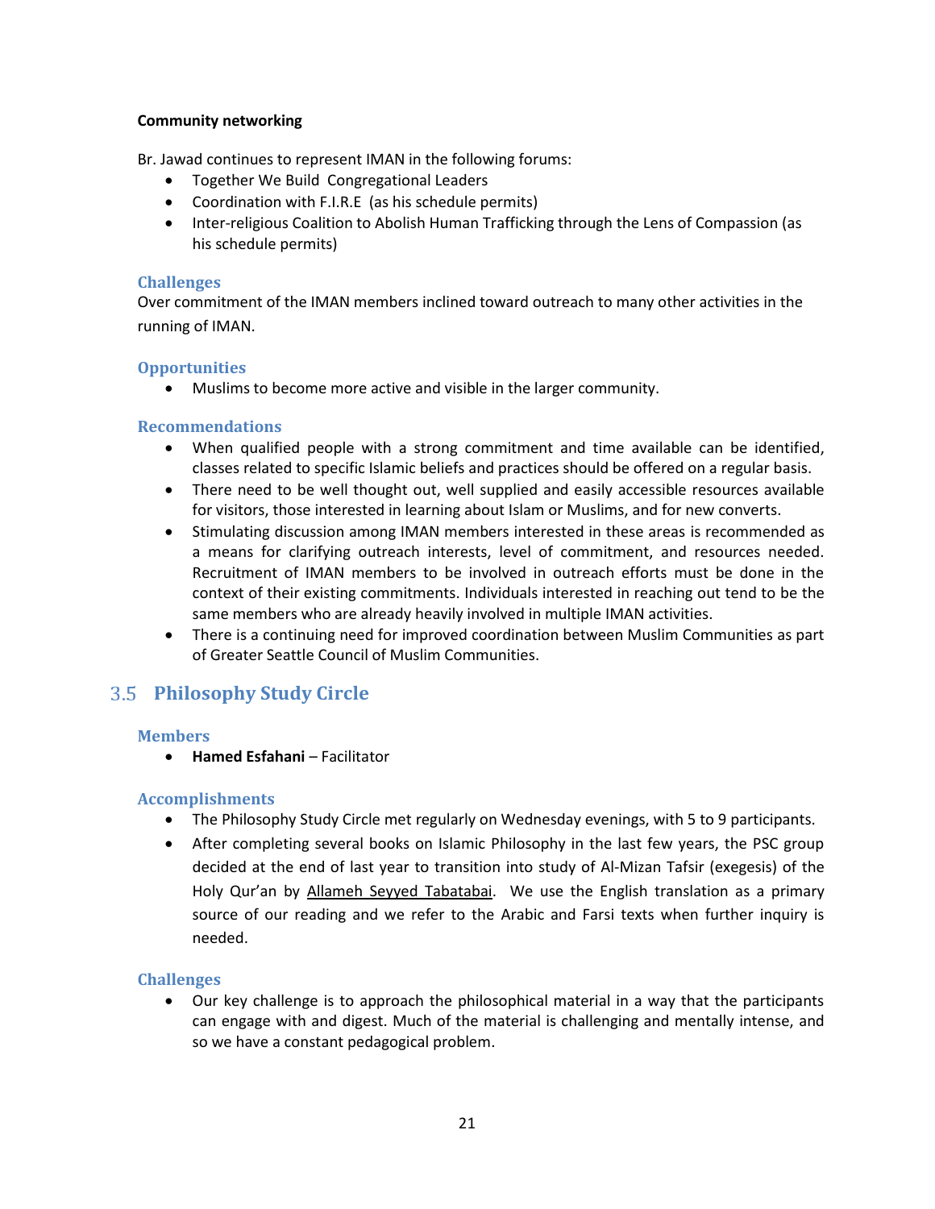**Community networking**

Br. Jawad continues to represent IMAN in the following forums:

- Together We Build Congregational Leaders
- Coordination with F.I.R.E (as his schedule permits)
- Inter-religious Coalition to Abolish Human Trafficking through the Lens of Compassion (as his schedule permits)

#### Challenges

Over commitment of the IMAN members inclined toward outreach to many other activities in the running of IMAN.

#### Opportunities

- Muslims to become more active and visible in the larger community.

#### Recommendations

- When qualified people with a strong commitment and time available can be identified, classes related to specific Islamic beliefs and practices should be offered on a regular basis.
- There need to be well thought out, well supplied and easily accessible resources available for visitors, those interested in learning about Islam or Muslims, and for new converts.
- Stimulating discussion among IMAN members interested in these areas is recommended as a means for clarifying outreach interests, level of commitment, and resources needed. Recruitment of IMAN members to be involved in outreach efforts must be done in the context of their existing commitments. Individuals interested in reaching out tend to be the same members who are already heavily involved in multiple IMAN activities.
- There is a continuing need for improved coordination between Muslim Communities as part of Greater Seattle Council of Muslim Communities.

## 3.5 Philosophy Study Circle

#### Members

- **Hamed Esfahani** – Facilitator

#### Accomplishments

- The Philosophy Study Circle met regularly on Wednesday evenings, with 5 to 9 participants.
- After completing several books on Islamic Philosophy in the last few years, the PSC group decided at the end of last year to transition into study of Al-Mizan Tafsir (exegesis) of the Holy Qur'an by Allameh Seyyed Tabatabai. We use the English translation as a primary source of our reading and we refer to the Arabic and Farsi texts when further inquiry is needed.

#### Challenges

- Our key challenge is to approach the philosophical material in a way that the participants can engage with and digest. Much of the material is challenging and mentally intense, and so we have a constant pedagogical problem.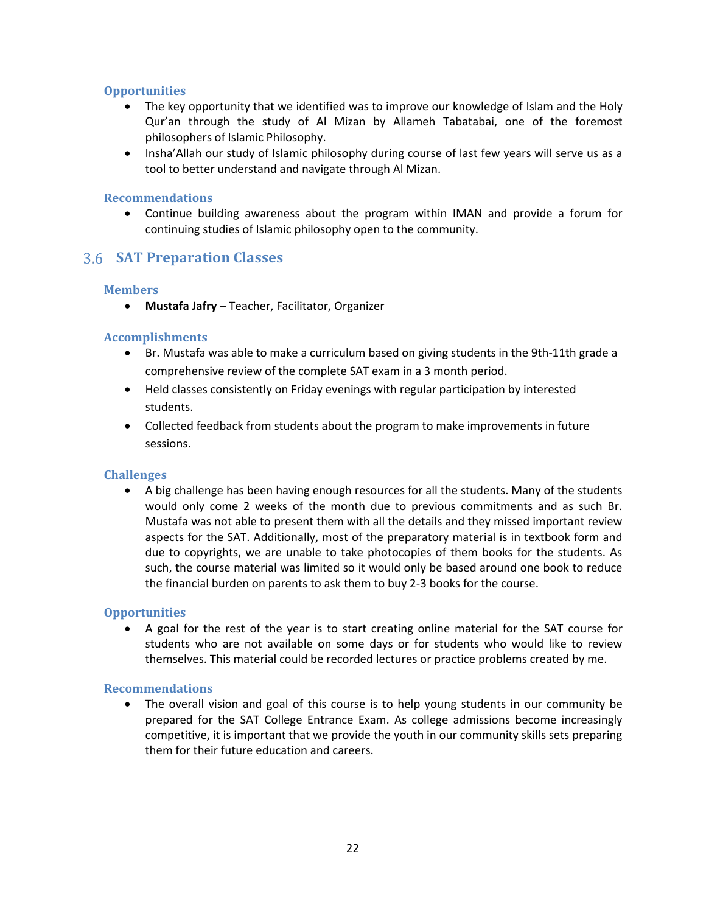#### Opportunities

- The key opportunity that we identified was to improve our knowledge of Islam and the Holy Qur'an through the study of Al Mizan by Allameh Tabatabai, one of the foremost philosophers of Islamic Philosophy.
- Insha'Allah our study of Islamic philosophy during course of last few years will serve us as a tool to better understand and navigate through Al Mizan.

#### Recommendations

- Continue building awareness about the program within IMAN and provide a forum for continuing studies of Islamic philosophy open to the community.

### 3.6 SAT Preparation Classes

#### Members

- **Mustafa Jafry** – Teacher, Facilitator, Organizer

#### Accomplishments

- Br. Mustafa was able to make a curriculum based on giving students in the 9th-11th grade a comprehensive review of the complete SAT exam in a 3 month period.
- Held classes consistently on Friday evenings with regular participation by interested students.
- Collected feedback from students about the program to make improvements in future sessions.

#### Challenges

- A big challenge has been having enough resources for all the students. Many of the students would only come 2 weeks of the month due to previous commitments and as such Br. Mustafa was not able to present them with all the details and they missed important review aspects for the SAT. Additionally, most of the preparatory material is in textbook form and due to copyrights, we are unable to take photocopies of them books for the students. As such, the course material was limited so it would only be based around one book to reduce the financial burden on parents to ask them to buy 2-3 books for the course.

#### Opportunities

- A goal for the rest of the year is to start creating online material for the SAT course for students who are not available on some days or for students who would like to review themselves. This material could be recorded lectures or practice problems created by me.

#### Recommendations

- The overall vision and goal of this course is to help young students in our community be prepared for the SAT College Entrance Exam. As college admissions become increasingly competitive, it is important that we provide the youth in our community skills sets preparing them for their future education and careers.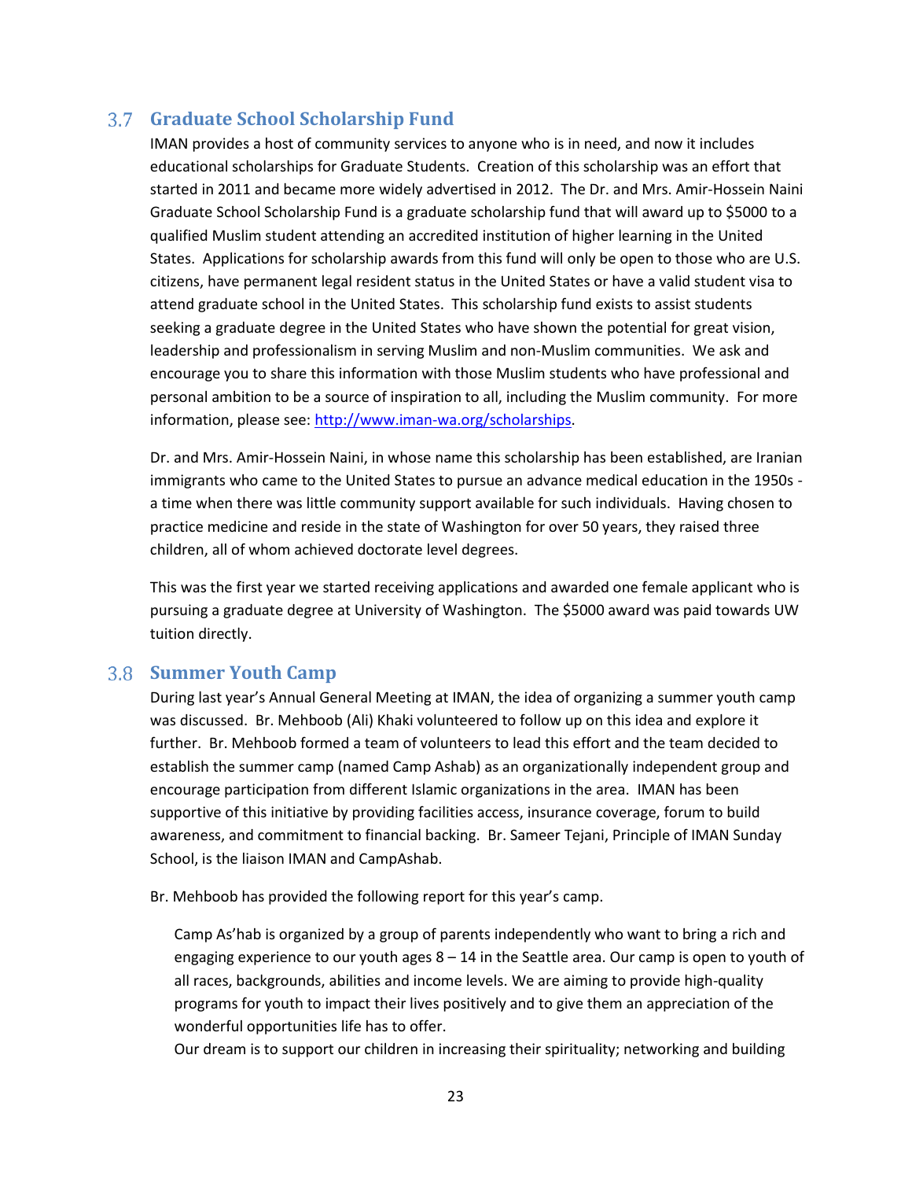## 3.7 Graduate School Scholarship Fund

IMAN provides a host of community services to anyone who is in need, and now it includes educational scholarships for Graduate Students. Creation of this scholarship was an effort that started in 2011 and became more widely advertised in 2012. The Dr. and Mrs. Amir-Hossein Naini Graduate School Scholarship Fund is a graduate scholarship fund that will award up to $5000 to a qualified Muslim student attending an accredited institution of higher learning in the United States. Applications for scholarship awards from this fund will only be open to those who are U.S. citizens, have permanent legal resident status in the United States or have a valid student visa to attend graduate school in the United States. This scholarship fund exists to assist students seeking a graduate degree in the United States who have shown the potential for great vision, leadership and professionalism in serving Muslim and non-Muslim communities. We ask and encourage you to share this information with those Muslim students who have professional and personal ambition to be a source of inspiration to all, including the Muslim community. For more information, please see: [http://www.iman-wa.org/scholarships](http://www.iman-wa.org/scholarships).

Dr. and Mrs. Amir-Hossein Naini, in whose name this scholarship has been established, are Iranian immigrants who came to the United States to pursue an advance medical education in the 1950s - a time when there was little community support available for such individuals. Having chosen to practice medicine and reside in the state of Washington for over 50 years, they raised three children, all of whom achieved doctorate level degrees.

This was the first year we started receiving applications and awarded one female applicant who is pursuing a graduate degree at University of Washington. The $5000 award was paid towards UW tuition directly.

## 3.8 Summer Youth Camp

During last year's Annual General Meeting at IMAN, the idea of organizing a summer youth camp was discussed. Br. Mehboob (Ali) Khaki volunteered to follow up on this idea and explore it further. Br. Mehboob formed a team of volunteers to lead this effort and the team decided to establish the summer camp (named Camp Ashab) as an organizationally independent group and encourage participation from different Islamic organizations in the area. IMAN has been supportive of this initiative by providing facilities access, insurance coverage, forum to build awareness, and commitment to financial backing. Br. Sameer Tejani, Principle of IMAN Sunday School, is the liaison IMAN and CampAshab.

Br. Mehboob has provided the following report for this year's camp.

> Camp As'hab is organized by a group of parents independently who want to bring a rich and engaging experience to our youth ages 8 – 14 in the Seattle area. Our camp is open to youth of all races, backgrounds, abilities and income levels. We are aiming to provide high-quality programs for youth to impact their lives positively and to give them an appreciation of the wonderful opportunities life has to offer.
> Our dream is to support our children in increasing their spirituality; networking and building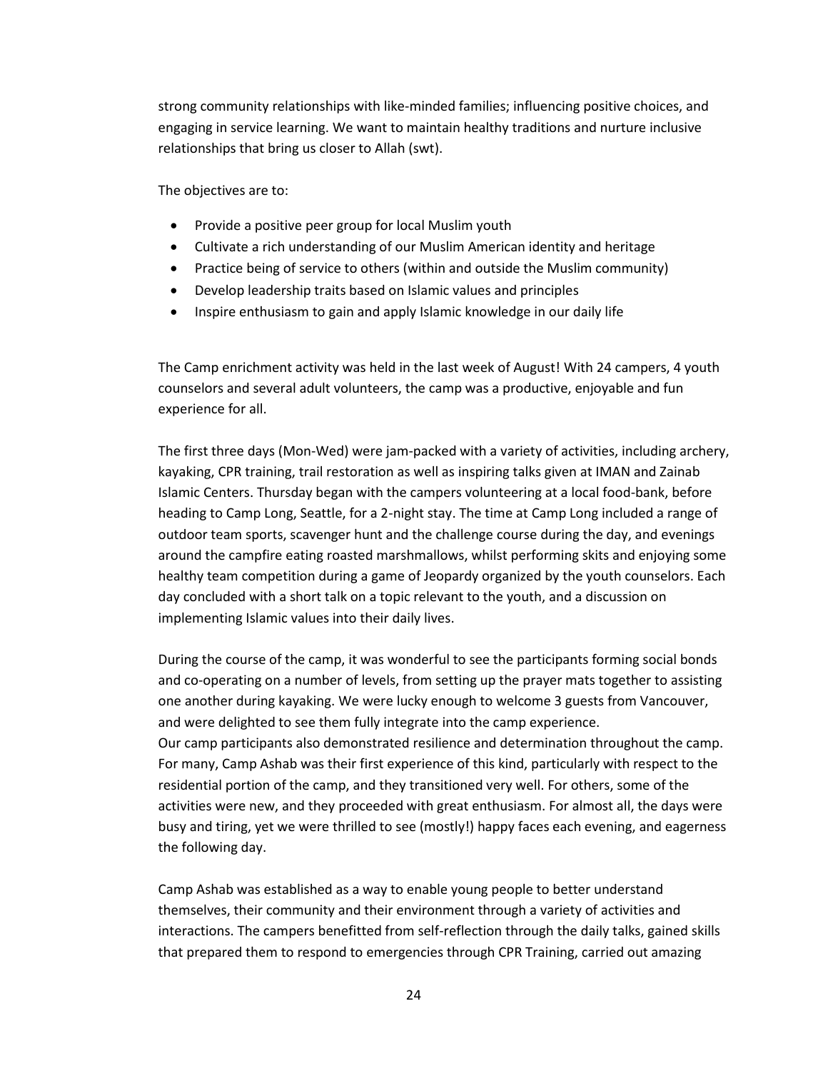strong community relationships with like-minded families; influencing positive choices, and engaging in service learning. We want to maintain healthy traditions and nurture inclusive relationships that bring us closer to Allah (swt).

The objectives are to:

- Provide a positive peer group for local Muslim youth
- Cultivate a rich understanding of our Muslim American identity and heritage
- Practice being of service to others (within and outside the Muslim community)
- Develop leadership traits based on Islamic values and principles
- Inspire enthusiasm to gain and apply Islamic knowledge in our daily life

The Camp enrichment activity was held in the last week of August! With 24 campers, 4 youth counselors and several adult volunteers, the camp was a productive, enjoyable and fun experience for all.

The first three days (Mon-Wed) were jam-packed with a variety of activities, including archery, kayaking, CPR training, trail restoration as well as inspiring talks given at IMAN and Zainab Islamic Centers. Thursday began with the campers volunteering at a local food-bank, before heading to Camp Long, Seattle, for a 2-night stay. The time at Camp Long included a range of outdoor team sports, scavenger hunt and the challenge course during the day, and evenings around the campfire eating roasted marshmallows, whilst performing skits and enjoying some healthy team competition during a game of Jeopardy organized by the youth counselors. Each day concluded with a short talk on a topic relevant to the youth, and a discussion on implementing Islamic values into their daily lives.

During the course of the camp, it was wonderful to see the participants forming social bonds and co-operating on a number of levels, from setting up the prayer mats together to assisting one another during kayaking. We were lucky enough to welcome 3 guests from Vancouver, and were delighted to see them fully integrate into the camp experience.
Our camp participants also demonstrated resilience and determination throughout the camp. For many, Camp Ashab was their first experience of this kind, particularly with respect to the residential portion of the camp, and they transitioned very well. For others, some of the activities were new, and they proceeded with great enthusiasm. For almost all, the days were busy and tiring, yet we were thrilled to see (mostly!) happy faces each evening, and eagerness the following day.

Camp Ashab was established as a way to enable young people to better understand themselves, their community and their environment through a variety of activities and interactions. The campers benefitted from self-reflection through the daily talks, gained skills that prepared them to respond to emergencies through CPR Training, carried out amazing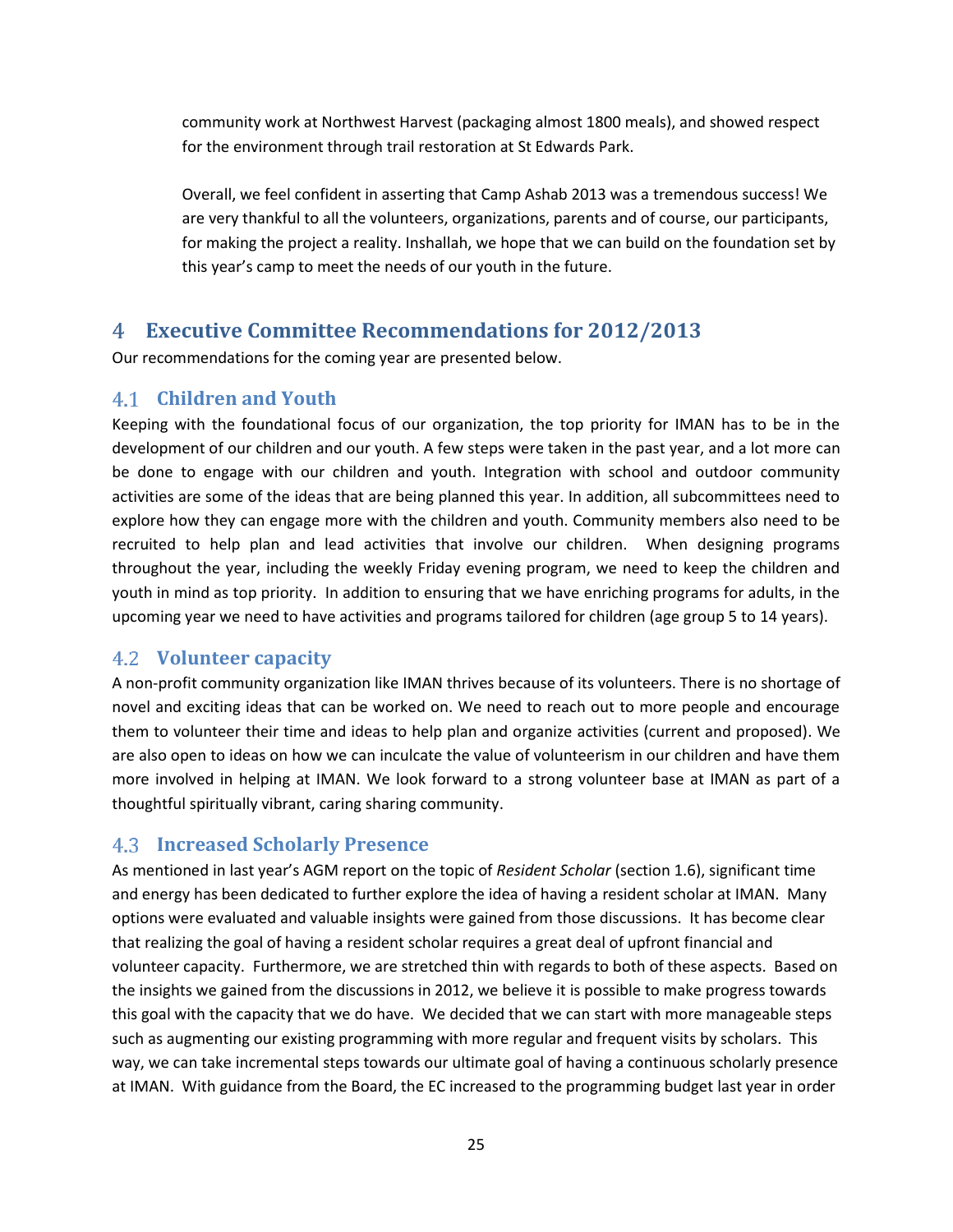community work at Northwest Harvest (packaging almost 1800 meals), and showed respect for the environment through trail restoration at St Edwards Park.

Overall, we feel confident in asserting that Camp Ashab 2013 was a tremendous success! We are very thankful to all the volunteers, organizations, parents and of course, our participants, for making the project a reality. Inshallah, we hope that we can build on the foundation set by this year's camp to meet the needs of our youth in the future.

# 4 Executive Committee Recommendations for 2012/2013

Our recommendations for the coming year are presented below.

## 4.1 Children and Youth

Keeping with the foundational focus of our organization, the top priority for IMAN has to be in the development of our children and our youth. A few steps were taken in the past year, and a lot more can be done to engage with our children and youth. Integration with school and outdoor community activities are some of the ideas that are being planned this year. In addition, all subcommittees need to explore how they can engage more with the children and youth. Community members also need to be recruited to help plan and lead activities that involve our children. When designing programs throughout the year, including the weekly Friday evening program, we need to keep the children and youth in mind as top priority. In addition to ensuring that we have enriching programs for adults, in the upcoming year we need to have activities and programs tailored for children (age group 5 to 14 years).

## 4.2 Volunteer capacity

A non-profit community organization like IMAN thrives because of its volunteers. There is no shortage of novel and exciting ideas that can be worked on. We need to reach out to more people and encourage them to volunteer their time and ideas to help plan and organize activities (current and proposed). We are also open to ideas on how we can inculcate the value of volunteerism in our children and have them more involved in helping at IMAN. We look forward to a strong volunteer base at IMAN as part of a thoughtful spiritually vibrant, caring sharing community.

## 4.3 Increased Scholarly Presence

As mentioned in last year's AGM report on the topic of *Resident Scholar* (section 1.6), significant time and energy has been dedicated to further explore the idea of having a resident scholar at IMAN. Many options were evaluated and valuable insights were gained from those discussions. It has become clear that realizing the goal of having a resident scholar requires a great deal of upfront financial and volunteer capacity. Furthermore, we are stretched thin with regards to both of these aspects. Based on the insights we gained from the discussions in 2012, we believe it is possible to make progress towards this goal with the capacity that we do have. We decided that we can start with more manageable steps such as augmenting our existing programming with more regular and frequent visits by scholars. This way, we can take incremental steps towards our ultimate goal of having a continuous scholarly presence at IMAN. With guidance from the Board, the EC increased to the programming budget last year in order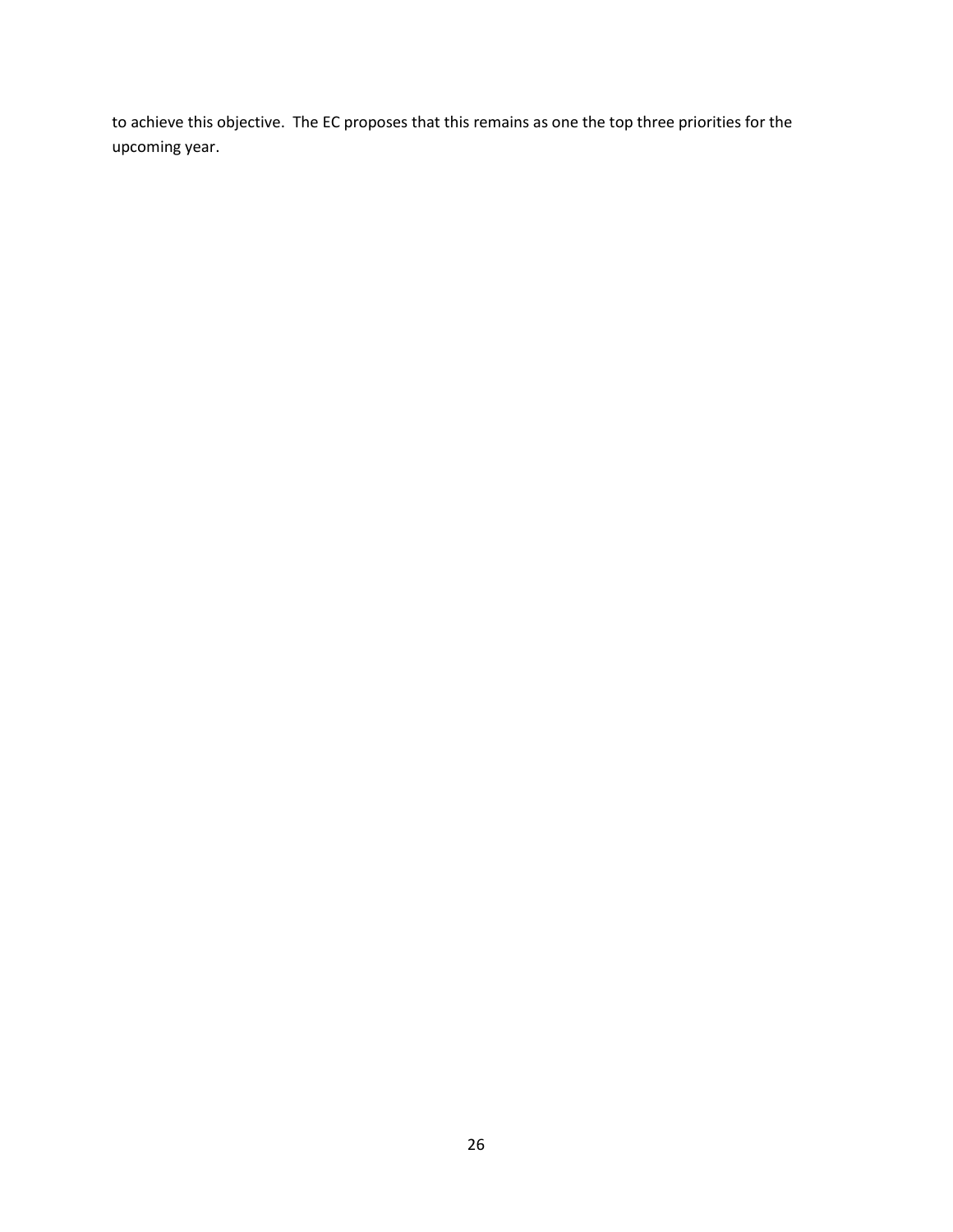to achieve this objective. The EC proposes that this remains as one the top three priorities for the upcoming year.